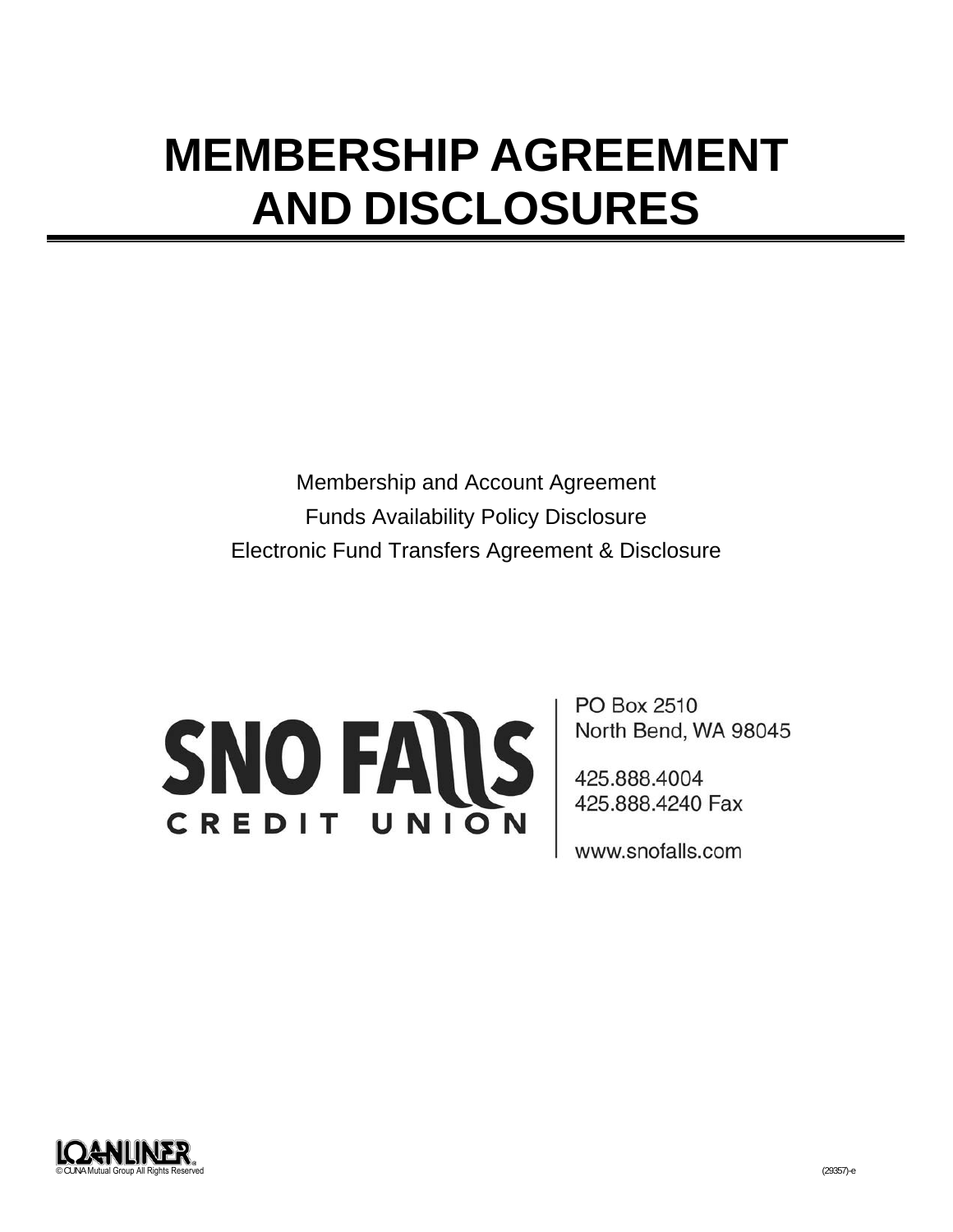# MEMBERSHIP AGREEMENT AND DISCLOSURES

Membership and Account Agreement

Funds Availability Policy Disclosure

Electronic Fund Transfers Agreement & Disclosure

SNO FALLS CREDIT UNION

PO Box 2510
North Bend, WA 98045

425.888.4004
425.888.4240 Fax

www.snofalls.com

LOANLINER® © CUNA Mutual Group All Rights Reserved (29357)-e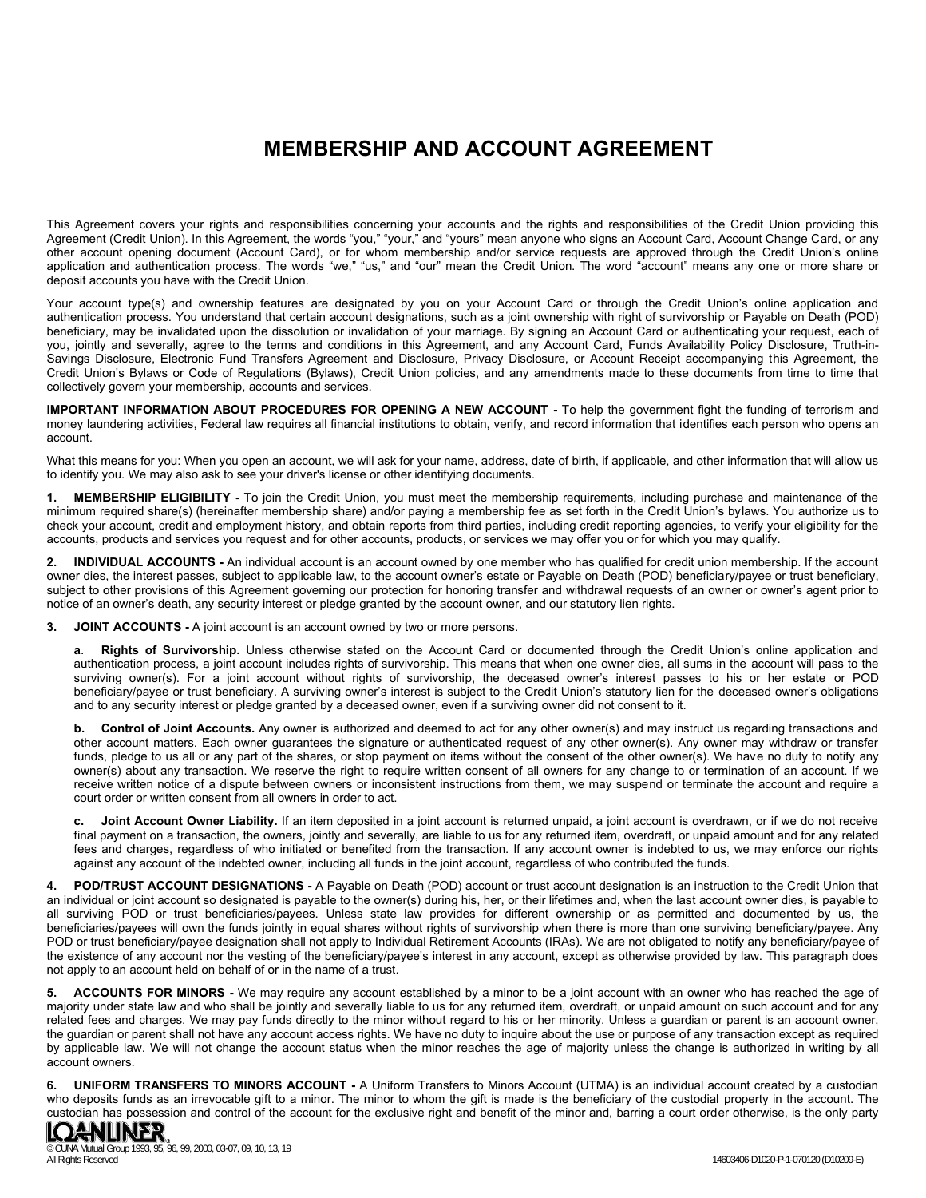# MEMBERSHIP AND ACCOUNT AGREEMENT

This Agreement covers your rights and responsibilities concerning your accounts and the rights and responsibilities of the Credit Union providing this Agreement (Credit Union). In this Agreement, the words "you," "your," and "yours" mean anyone who signs an Account Card, Account Change Card, or any other account opening document (Account Card), or for whom membership and/or service requests are approved through the Credit Union's online application and authentication process. The words "we," "us," and "our" mean the Credit Union. The word "account" means any one or more share or deposit accounts you have with the Credit Union.

Your account type(s) and ownership features are designated by you on your Account Card or through the Credit Union's online application and authentication process. You understand that certain account designations, such as a joint ownership with right of survivorship or Payable on Death (POD) beneficiary, may be invalidated upon the dissolution or invalidation of your marriage. By signing an Account Card or authenticating your request, each of you, jointly and severally, agree to the terms and conditions in this Agreement, and any Account Card, Funds Availability Policy Disclosure, Truth-in-Savings Disclosure, Electronic Fund Transfers Agreement and Disclosure, Privacy Disclosure, or Account Receipt accompanying this Agreement, the Credit Union's Bylaws or Code of Regulations (Bylaws), Credit Union policies, and any amendments made to these documents from time to time that collectively govern your membership, accounts and services.

**IMPORTANT INFORMATION ABOUT PROCEDURES FOR OPENING A NEW ACCOUNT -** To help the government fight the funding of terrorism and money laundering activities, Federal law requires all financial institutions to obtain, verify, and record information that identifies each person who opens an account.

What this means for you: When you open an account, we will ask for your name, address, date of birth, if applicable, and other information that will allow us to identify you. We may also ask to see your driver's license or other identifying documents.

**1. MEMBERSHIP ELIGIBILITY -** To join the Credit Union, you must meet the membership requirements, including purchase and maintenance of the minimum required share(s) (hereinafter membership share) and/or paying a membership fee as set forth in the Credit Union's bylaws. You authorize us to check your account, credit and employment history, and obtain reports from third parties, including credit reporting agencies, to verify your eligibility for the accounts, products and services you request and for other accounts, products, or services we may offer you or for which you may qualify.

**2. INDIVIDUAL ACCOUNTS -** An individual account is an account owned by one member who has qualified for credit union membership. If the account owner dies, the interest passes, subject to applicable law, to the account owner's estate or Payable on Death (POD) beneficiary/payee or trust beneficiary, subject to other provisions of this Agreement governing our protection for honoring transfer and withdrawal requests of an owner or owner's agent prior to notice of an owner's death, any security interest or pledge granted by the account owner, and our statutory lien rights.

**3. JOINT ACCOUNTS -** A joint account is an account owned by two or more persons.

**a. Rights of Survivorship.** Unless otherwise stated on the Account Card or documented through the Credit Union's online application and authentication process, a joint account includes rights of survivorship. This means that when one owner dies, all sums in the account will pass to the surviving owner(s). For a joint account without rights of survivorship, the deceased owner's interest passes to his or her estate or POD beneficiary/payee or trust beneficiary. A surviving owner's interest is subject to the Credit Union's statutory lien for the deceased owner's obligations and to any security interest or pledge granted by a deceased owner, even if a surviving owner did not consent to it.

**b. Control of Joint Accounts.** Any owner is authorized and deemed to act for any other owner(s) and may instruct us regarding transactions and other account matters. Each owner guarantees the signature or authenticated request of any other owner(s). Any owner may withdraw or transfer funds, pledge to us all or any part of the shares, or stop payment on items without the consent of the other owner(s). We have no duty to notify any owner(s) about any transaction. We reserve the right to require written consent of all owners for any change to or termination of an account. If we receive written notice of a dispute between owners or inconsistent instructions from them, we may suspend or terminate the account and require a court order or written consent from all owners in order to act.

**c. Joint Account Owner Liability.** If an item deposited in a joint account is returned unpaid, a joint account is overdrawn, or if we do not receive final payment on a transaction, the owners, jointly and severally, are liable to us for any returned item, overdraft, or unpaid amount and for any related fees and charges, regardless of who initiated or benefited from the transaction. If any account owner is indebted to us, we may enforce our rights against any account of the indebted owner, including all funds in the joint account, regardless of who contributed the funds.

**4. POD/TRUST ACCOUNT DESIGNATIONS -** A Payable on Death (POD) account or trust account designation is an instruction to the Credit Union that an individual or joint account so designated is payable to the owner(s) during his, her, or their lifetimes and, when the last account owner dies, is payable to all surviving POD or trust beneficiaries/payees. Unless state law provides for different ownership or as permitted and documented by us, the beneficiaries/payees will own the funds jointly in equal shares without rights of survivorship when there is more than one surviving beneficiary/payee. Any POD or trust beneficiary/payee designation shall not apply to Individual Retirement Accounts (IRAs). We are not obligated to notify any beneficiary/payee of the existence of any account nor the vesting of the beneficiary/payee's interest in any account, except as otherwise provided by law. This paragraph does not apply to an account held on behalf of or in the name of a trust.

**5. ACCOUNTS FOR MINORS -** We may require any account established by a minor to be a joint account with an owner who has reached the age of majority under state law and who shall be jointly and severally liable to us for any returned item, overdraft, or unpaid amount on such account and for any related fees and charges. We may pay funds directly to the minor without regard to his or her minority. Unless a guardian or parent is an account owner, the guardian or parent shall not have any account access rights. We have no duty to inquire about the use or purpose of any transaction except as required by applicable law. We will not change the account status when the minor reaches the age of majority unless the change is authorized in writing by all account owners.

**6. UNIFORM TRANSFERS TO MINORS ACCOUNT -** A Uniform Transfers to Minors Account (UTMA) is an individual account created by a custodian who deposits funds as an irrevocable gift to a minor. The minor to whom the gift is made is the beneficiary of the custodial property in the account. The custodian has possession and control of the account for the exclusive right and benefit of the minor and, barring a court order otherwise, is the only party

LOANLINER®
© CUNA Mutual Group 1993, 95, 96, 99, 2000, 03-07, 09, 10, 13, 19
All Rights Reserved

14603406-D1020-P-1-070120 (D10209-E)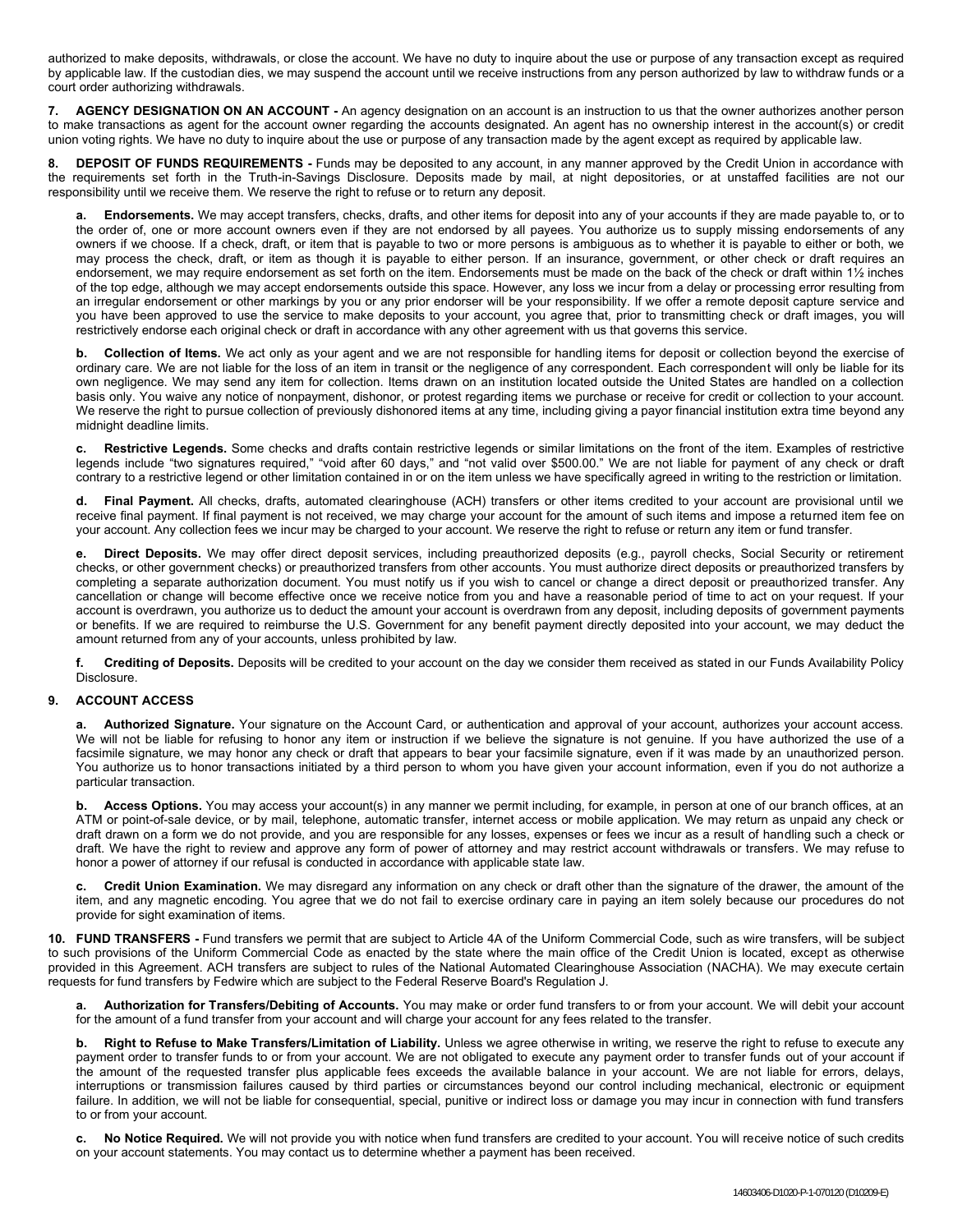authorized to make deposits, withdrawals, or close the account. We have no duty to inquire about the use or purpose of any transaction except as required by applicable law. If the custodian dies, we may suspend the account until we receive instructions from any person authorized by law to withdraw funds or a court order authorizing withdrawals.

**7. AGENCY DESIGNATION ON AN ACCOUNT -** An agency designation on an account is an instruction to us that the owner authorizes another person to make transactions as agent for the account owner regarding the accounts designated. An agent has no ownership interest in the account(s) or credit union voting rights. We have no duty to inquire about the use or purpose of any transaction made by the agent except as required by applicable law.

**8. DEPOSIT OF FUNDS REQUIREMENTS -** Funds may be deposited to any account, in any manner approved by the Credit Union in accordance with the requirements set forth in the Truth-in-Savings Disclosure. Deposits made by mail, at night depositories, or at unstaffed facilities are not our responsibility until we receive them. We reserve the right to refuse or to return any deposit.

**a. Endorsements.** We may accept transfers, checks, drafts, and other items for deposit into any of your accounts if they are made payable to, or to the order of, one or more account owners even if they are not endorsed by all payees. You authorize us to supply missing endorsements of any owners if we choose. If a check, draft, or item that is payable to two or more persons is ambiguous as to whether it is payable to either or both, we may process the check, draft, or item as though it is payable to either person. If an insurance, government, or other check or draft requires an endorsement, we may require endorsement as set forth on the item. Endorsements must be made on the back of the check or draft within 1½ inches of the top edge, although we may accept endorsements outside this space. However, any loss we incur from a delay or processing error resulting from an irregular endorsement or other markings by you or any prior endorser will be your responsibility. If we offer a remote deposit capture service and you have been approved to use the service to make deposits to your account, you agree that, prior to transmitting check or draft images, you will restrictively endorse each original check or draft in accordance with any other agreement with us that governs this service.

**b. Collection of Items.** We act only as your agent and we are not responsible for handling items for deposit or collection beyond the exercise of ordinary care. We are not liable for the loss of an item in transit or the negligence of any correspondent. Each correspondent will only be liable for its own negligence. We may send any item for collection. Items drawn on an institution located outside the United States are handled on a collection basis only. You waive any notice of nonpayment, dishonor, or protest regarding items we purchase or receive for credit or collection to your account. We reserve the right to pursue collection of previously dishonored items at any time, including giving a payor financial institution extra time beyond any midnight deadline limits.

**c. Restrictive Legends.** Some checks and drafts contain restrictive legends or similar limitations on the front of the item. Examples of restrictive legends include "two signatures required," "void after 60 days," and "not valid over $500.00." We are not liable for payment of any check or draft contrary to a restrictive legend or other limitation contained in or on the item unless we have specifically agreed in writing to the restriction or limitation.

**d. Final Payment.** All checks, drafts, automated clearinghouse (ACH) transfers or other items credited to your account are provisional until we receive final payment. If final payment is not received, we may charge your account for the amount of such items and impose a returned item fee on your account. Any collection fees we incur may be charged to your account. We reserve the right to refuse or return any item or fund transfer.

**e. Direct Deposits.** We may offer direct deposit services, including preauthorized deposits (e.g., payroll checks, Social Security or retirement checks, or other government checks) or preauthorized transfers from other accounts. You must authorize direct deposits or preauthorized transfers by completing a separate authorization document. You must notify us if you wish to cancel or change a direct deposit or preauthorized transfer. Any cancellation or change will become effective once we receive notice from you and have a reasonable period of time to act on your request. If your account is overdrawn, you authorize us to deduct the amount your account is overdrawn from any deposit, including deposits of government payments or benefits. If we are required to reimburse the U.S. Government for any benefit payment directly deposited into your account, we may deduct the amount returned from any of your accounts, unless prohibited by law.

**f. Crediting of Deposits.** Deposits will be credited to your account on the day we consider them received as stated in our Funds Availability Policy Disclosure.

**9. ACCOUNT ACCESS**

**a. Authorized Signature.** Your signature on the Account Card, or authentication and approval of your account, authorizes your account access. We will not be liable for refusing to honor any item or instruction if we believe the signature is not genuine. If you have authorized the use of a facsimile signature, we may honor any check or draft that appears to bear your facsimile signature, even if it was made by an unauthorized person. You authorize us to honor transactions initiated by a third person to whom you have given your account information, even if you do not authorize a particular transaction.

**b. Access Options.** You may access your account(s) in any manner we permit including, for example, in person at one of our branch offices, at an ATM or point-of-sale device, or by mail, telephone, automatic transfer, internet access or mobile application. We may return as unpaid any check or draft drawn on a form we do not provide, and you are responsible for any losses, expenses or fees we incur as a result of handling such a check or draft. We have the right to review and approve any form of power of attorney and may restrict account withdrawals or transfers. We may refuse to honor a power of attorney if our refusal is conducted in accordance with applicable state law.

**c. Credit Union Examination.** We may disregard any information on any check or draft other than the signature of the drawer, the amount of the item, and any magnetic encoding. You agree that we do not fail to exercise ordinary care in paying an item solely because our procedures do not provide for sight examination of items.

**10. FUND TRANSFERS -** Fund transfers we permit that are subject to Article 4A of the Uniform Commercial Code, such as wire transfers, will be subject to such provisions of the Uniform Commercial Code as enacted by the state where the main office of the Credit Union is located, except as otherwise provided in this Agreement. ACH transfers are subject to rules of the National Automated Clearinghouse Association (NACHA). We may execute certain requests for fund transfers by Fedwire which are subject to the Federal Reserve Board's Regulation J.

**a. Authorization for Transfers/Debiting of Accounts.** You may make or order fund transfers to or from your account. We will debit your account for the amount of a fund transfer from your account and will charge your account for any fees related to the transfer.

**b. Right to Refuse to Make Transfers/Limitation of Liability.** Unless we agree otherwise in writing, we reserve the right to refuse to execute any payment order to transfer funds to or from your account. We are not obligated to execute any payment order to transfer funds out of your account if the amount of the requested transfer plus applicable fees exceeds the available balance in your account. We are not liable for errors, delays, interruptions or transmission failures caused by third parties or circumstances beyond our control including mechanical, electronic or equipment failure. In addition, we will not be liable for consequential, special, punitive or indirect loss or damage you may incur in connection with fund transfers to or from your account.

**c. No Notice Required.** We will not provide you with notice when fund transfers are credited to your account. You will receive notice of such credits on your account statements. You may contact us to determine whether a payment has been received.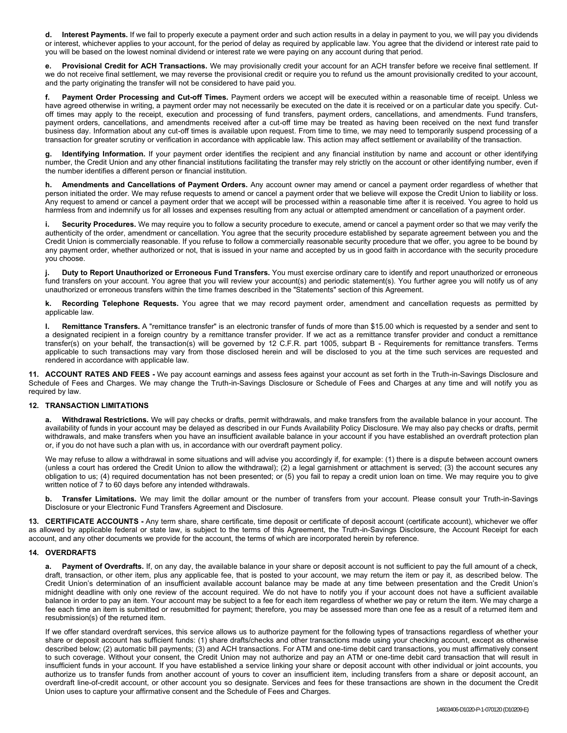**d. Interest Payments.** If we fail to properly execute a payment order and such action results in a delay in payment to you, we will pay you dividends or interest, whichever applies to your account, for the period of delay as required by applicable law. You agree that the dividend or interest rate paid to you will be based on the lowest nominal dividend or interest rate we were paying on any account during that period.

**e. Provisional Credit for ACH Transactions.** We may provisionally credit your account for an ACH transfer before we receive final settlement. If we do not receive final settlement, we may reverse the provisional credit or require you to refund us the amount provisionally credited to your account, and the party originating the transfer will not be considered to have paid you.

**f. Payment Order Processing and Cut-off Times.** Payment orders we accept will be executed within a reasonable time of receipt. Unless we have agreed otherwise in writing, a payment order may not necessarily be executed on the date it is received or on a particular date you specify. Cut-off times may apply to the receipt, execution and processing of fund transfers, payment orders, cancellations, and amendments. Fund transfers, payment orders, cancellations, and amendments received after a cut-off time may be treated as having been received on the next fund transfer business day. Information about any cut-off times is available upon request. From time to time, we may need to temporarily suspend processing of a transaction for greater scrutiny or verification in accordance with applicable law. This action may affect settlement or availability of the transaction.

**g. Identifying Information.** If your payment order identifies the recipient and any financial institution by name and account or other identifying number, the Credit Union and any other financial institutions facilitating the transfer may rely strictly on the account or other identifying number, even if the number identifies a different person or financial institution.

**h. Amendments and Cancellations of Payment Orders.** Any account owner may amend or cancel a payment order regardless of whether that person initiated the order. We may refuse requests to amend or cancel a payment order that we believe will expose the Credit Union to liability or loss. Any request to amend or cancel a payment order that we accept will be processed within a reasonable time after it is received. You agree to hold us harmless from and indemnify us for all losses and expenses resulting from any actual or attempted amendment or cancellation of a payment order.

**i. Security Procedures.** We may require you to follow a security procedure to execute, amend or cancel a payment order so that we may verify the authenticity of the order, amendment or cancellation. You agree that the security procedure established by separate agreement between you and the Credit Union is commercially reasonable. If you refuse to follow a commercially reasonable security procedure that we offer, you agree to be bound by any payment order, whether authorized or not, that is issued in your name and accepted by us in good faith in accordance with the security procedure you choose.

**j. Duty to Report Unauthorized or Erroneous Fund Transfers.** You must exercise ordinary care to identify and report unauthorized or erroneous fund transfers on your account. You agree that you will review your account(s) and periodic statement(s). You further agree you will notify us of any unauthorized or erroneous transfers within the time frames described in the "Statements" section of this Agreement.

**k. Recording Telephone Requests.** You agree that we may record payment order, amendment and cancellation requests as permitted by applicable law.

**l. Remittance Transfers.** A "remittance transfer" is an electronic transfer of funds of more than $15.00 which is requested by a sender and sent to a designated recipient in a foreign country by a remittance transfer provider. If we act as a remittance transfer provider and conduct a remittance transfer(s) on your behalf, the transaction(s) will be governed by 12 C.F.R. part 1005, subpart B - Requirements for remittance transfers. Terms applicable to such transactions may vary from those disclosed herein and will be disclosed to you at the time such services are requested and rendered in accordance with applicable law.

**11. ACCOUNT RATES AND FEES -** We pay account earnings and assess fees against your account as set forth in the Truth-in-Savings Disclosure and Schedule of Fees and Charges. We may change the Truth-in-Savings Disclosure or Schedule of Fees and Charges at any time and will notify you as required by law.

**12. TRANSACTION LIMITATIONS**

**a. Withdrawal Restrictions.** We will pay checks or drafts, permit withdrawals, and make transfers from the available balance in your account. The availability of funds in your account may be delayed as described in our Funds Availability Policy Disclosure. We may also pay checks or drafts, permit withdrawals, and make transfers when you have an insufficient available balance in your account if you have established an overdraft protection plan or, if you do not have such a plan with us, in accordance with our overdraft payment policy.

We may refuse to allow a withdrawal in some situations and will advise you accordingly if, for example: (1) there is a dispute between account owners (unless a court has ordered the Credit Union to allow the withdrawal); (2) a legal garnishment or attachment is served; (3) the account secures any obligation to us; (4) required documentation has not been presented; or (5) you fail to repay a credit union loan on time. We may require you to give written notice of 7 to 60 days before any intended withdrawals.

**b. Transfer Limitations.** We may limit the dollar amount or the number of transfers from your account. Please consult your Truth-in-Savings Disclosure or your Electronic Fund Transfers Agreement and Disclosure.

**13. CERTIFICATE ACCOUNTS -** Any term share, share certificate, time deposit or certificate of deposit account (certificate account), whichever we offer as allowed by applicable federal or state law, is subject to the terms of this Agreement, the Truth-in-Savings Disclosure, the Account Receipt for each account, and any other documents we provide for the account, the terms of which are incorporated herein by reference.

**14. OVERDRAFTS**

**a. Payment of Overdrafts.** If, on any day, the available balance in your share or deposit account is not sufficient to pay the full amount of a check, draft, transaction, or other item, plus any applicable fee, that is posted to your account, we may return the item or pay it, as described below. The Credit Union's determination of an insufficient available account balance may be made at any time between presentation and the Credit Union's midnight deadline with only one review of the account required. We do not have to notify you if your account does not have a sufficient available balance in order to pay an item. Your account may be subject to a fee for each item regardless of whether we pay or return the item. We may charge a fee each time an item is submitted or resubmitted for payment; therefore, you may be assessed more than one fee as a result of a returned item and resubmission(s) of the returned item.

If we offer standard overdraft services, this service allows us to authorize payment for the following types of transactions regardless of whether your share or deposit account has sufficient funds: (1) share drafts/checks and other transactions made using your checking account, except as otherwise described below; (2) automatic bill payments; (3) and ACH transactions. For ATM and one-time debit card transactions, you must affirmatively consent to such coverage. Without your consent, the Credit Union may not authorize and pay an ATM or one-time debit card transaction that will result in insufficient funds in your account. If you have established a service linking your share or deposit account with other individual or joint accounts, you authorize us to transfer funds from another account of yours to cover an insufficient item, including transfers from a share or deposit account, an overdraft line-of-credit account, or other account you so designate. Services and fees for these transactions are shown in the document the Credit Union uses to capture your affirmative consent and the Schedule of Fees and Charges.

14603406-D1020-P-1-070120 (D10209-E)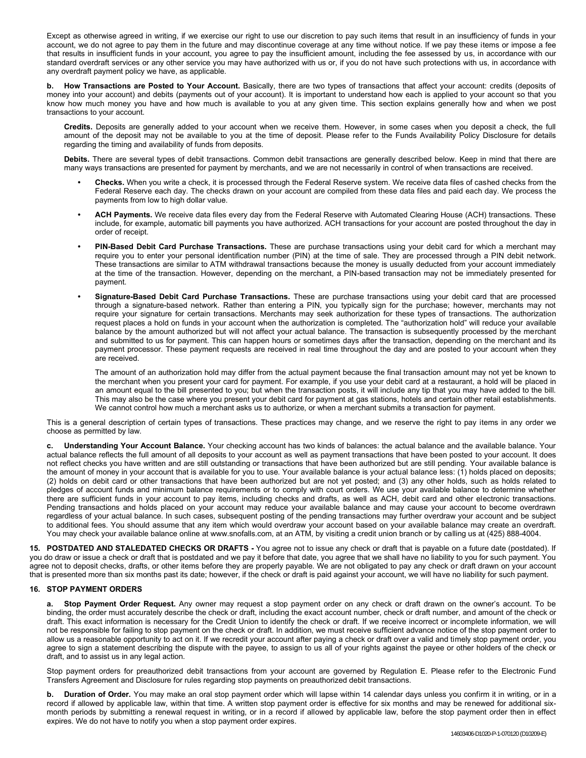Except as otherwise agreed in writing, if we exercise our right to use our discretion to pay such items that result in an insufficiency of funds in your account, we do not agree to pay them in the future and may discontinue coverage at any time without notice. If we pay these items or impose a fee that results in insufficient funds in your account, you agree to pay the insufficient amount, including the fee assessed by us, in accordance with our standard overdraft services or any other service you may have authorized with us or, if you do not have such protections with us, in accordance with any overdraft payment policy we have, as applicable.

**b. How Transactions are Posted to Your Account.** Basically, there are two types of transactions that affect your account: credits (deposits of money into your account) and debits (payments out of your account). It is important to understand how each is applied to your account so that you know how much money you have and how much is available to you at any given time. This section explains generally how and when we post transactions to your account.

**Credits.** Deposits are generally added to your account when we receive them. However, in some cases when you deposit a check, the full amount of the deposit may not be available to you at the time of deposit. Please refer to the Funds Availability Policy Disclosure for details regarding the timing and availability of funds from deposits.

**Debits.** There are several types of debit transactions. Common debit transactions are generally described below. Keep in mind that there are many ways transactions are presented for payment by merchants, and we are not necessarily in control of when transactions are received.

- **Checks.** When you write a check, it is processed through the Federal Reserve system. We receive data files of cashed checks from the Federal Reserve each day. The checks drawn on your account are compiled from these data files and paid each day. We process the payments from low to high dollar value.
- **ACH Payments.** We receive data files every day from the Federal Reserve with Automated Clearing House (ACH) transactions. These include, for example, automatic bill payments you have authorized. ACH transactions for your account are posted throughout the day in order of receipt.
- **PIN-Based Debit Card Purchase Transactions.** These are purchase transactions using your debit card for which a merchant may require you to enter your personal identification number (PIN) at the time of sale. They are processed through a PIN debit network. These transactions are similar to ATM withdrawal transactions because the money is usually deducted from your account immediately at the time of the transaction. However, depending on the merchant, a PIN-based transaction may not be immediately presented for payment.
- **Signature-Based Debit Card Purchase Transactions.** These are purchase transactions using your debit card that are processed through a signature-based network. Rather than entering a PIN, you typically sign for the purchase; however, merchants may not require your signature for certain transactions. Merchants may seek authorization for these types of transactions. The authorization request places a hold on funds in your account when the authorization is completed. The "authorization hold" will reduce your available balance by the amount authorized but will not affect your actual balance. The transaction is subsequently processed by the merchant and submitted to us for payment. This can happen hours or sometimes days after the transaction, depending on the merchant and its payment processor. These payment requests are received in real time throughout the day and are posted to your account when they are received.

  The amount of an authorization hold may differ from the actual payment because the final transaction amount may not yet be known to the merchant when you present your card for payment. For example, if you use your debit card at a restaurant, a hold will be placed in an amount equal to the bill presented to you; but when the transaction posts, it will include any tip that you may have added to the bill. This may also be the case where you present your debit card for payment at gas stations, hotels and certain other retail establishments. We cannot control how much a merchant asks us to authorize, or when a merchant submits a transaction for payment.

This is a general description of certain types of transactions. These practices may change, and we reserve the right to pay items in any order we choose as permitted by law.

**c. Understanding Your Account Balance.** Your checking account has two kinds of balances: the actual balance and the available balance. Your actual balance reflects the full amount of all deposits to your account as well as payment transactions that have been posted to your account. It does not reflect checks you have written and are still outstanding or transactions that have been authorized but are still pending. Your available balance is the amount of money in your account that is available for you to use. Your available balance is your actual balance less: (1) holds placed on deposits; (2) holds on debit card or other transactions that have been authorized but are not yet posted; and (3) any other holds, such as holds related to pledges of account funds and minimum balance requirements or to comply with court orders. We use your available balance to determine whether there are sufficient funds in your account to pay items, including checks and drafts, as well as ACH, debit card and other electronic transactions. Pending transactions and holds placed on your account may reduce your available balance and may cause your account to become overdrawn regardless of your actual balance. In such cases, subsequent posting of the pending transactions may further overdraw your account and be subject to additional fees. You should assume that any item which would overdraw your account based on your available balance may create an overdraft. You may check your available balance online at www.snofalls.com, at an ATM, by visiting a credit union branch or by calling us at (425) 888-4004.

**15. POSTDATED AND STALEDATED CHECKS OR DRAFTS -** You agree not to issue any check or draft that is payable on a future date (postdated). If you do draw or issue a check or draft that is postdated and we pay it before that date, you agree that we shall have no liability to you for such payment. You agree not to deposit checks, drafts, or other items before they are properly payable. We are not obligated to pay any check or draft drawn on your account that is presented more than six months past its date; however, if the check or draft is paid against your account, we will have no liability for such payment.

**16. STOP PAYMENT ORDERS**

**a. Stop Payment Order Request.** Any owner may request a stop payment order on any check or draft drawn on the owner's account. To be binding, the order must accurately describe the check or draft, including the exact account number, check or draft number, and amount of the check or draft. This exact information is necessary for the Credit Union to identify the check or draft. If we receive incorrect or incomplete information, we will not be responsible for failing to stop payment on the check or draft. In addition, we must receive sufficient advance notice of the stop payment order to allow us a reasonable opportunity to act on it. If we recredit your account after paying a check or draft over a valid and timely stop payment order, you agree to sign a statement describing the dispute with the payee, to assign to us all of your rights against the payee or other holders of the check or draft, and to assist us in any legal action.

Stop payment orders for preauthorized debit transactions from your account are governed by Regulation E. Please refer to the Electronic Fund Transfers Agreement and Disclosure for rules regarding stop payments on preauthorized debit transactions.

**b. Duration of Order.** You may make an oral stop payment order which will lapse within 14 calendar days unless you confirm it in writing, or in a record if allowed by applicable law, within that time. A written stop payment order is effective for six months and may be renewed for additional six-month periods by submitting a renewal request in writing, or in a record if allowed by applicable law, before the stop payment order then in effect expires. We do not have to notify you when a stop payment order expires.

14603406-D1020-P-1-070120 (D10209-E)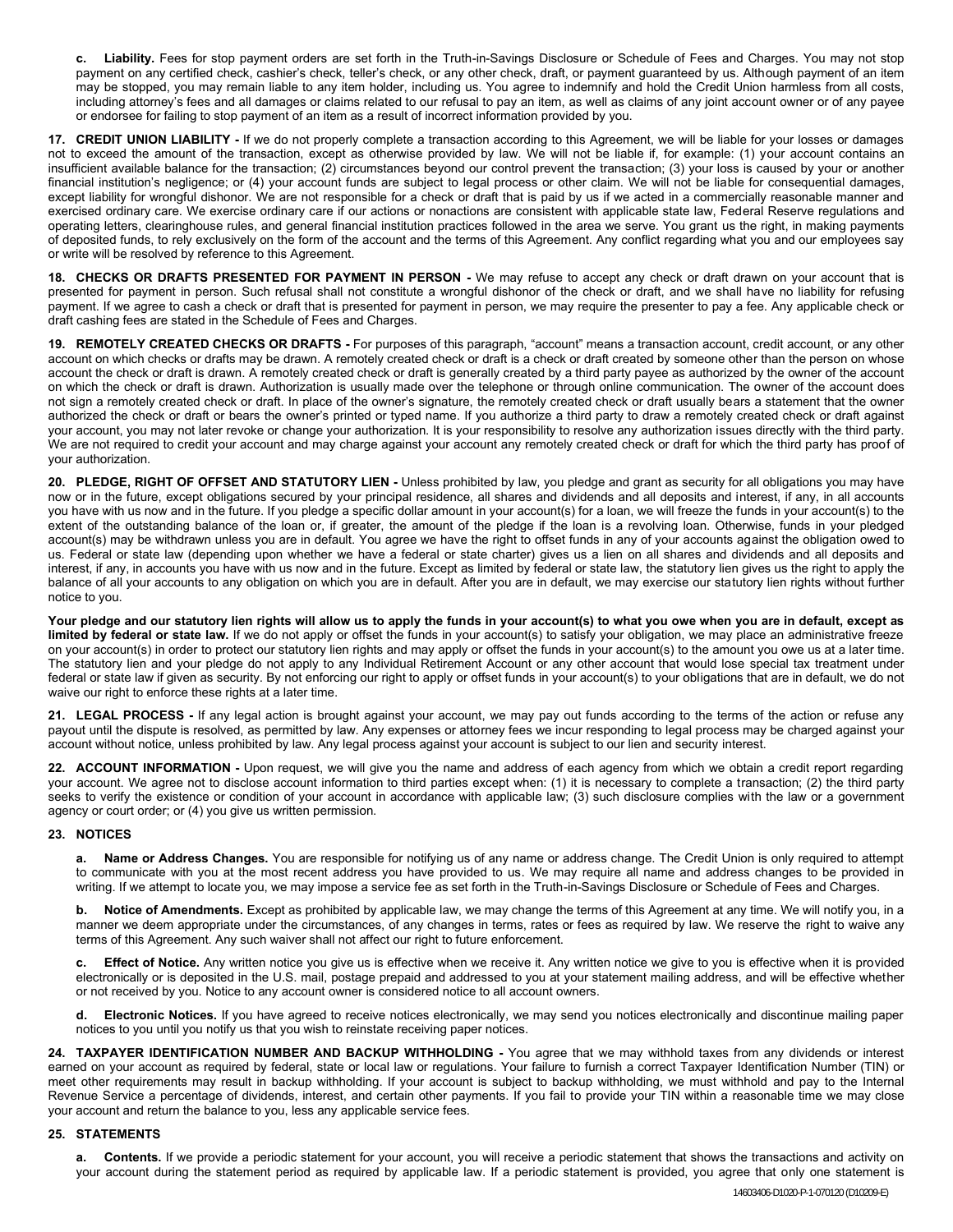**c. Liability.** Fees for stop payment orders are set forth in the Truth-in-Savings Disclosure or Schedule of Fees and Charges. You may not stop payment on any certified check, cashier's check, teller's check, or any other check, draft, or payment guaranteed by us. Although payment of an item may be stopped, you may remain liable to any item holder, including us. You agree to indemnify and hold the Credit Union harmless from all costs, including attorney's fees and all damages or claims related to our refusal to pay an item, as well as claims of any joint account owner or of any payee or endorsee for failing to stop payment of an item as a result of incorrect information provided by you.

**17. CREDIT UNION LIABILITY -** If we do not properly complete a transaction according to this Agreement, we will be liable for your losses or damages not to exceed the amount of the transaction, except as otherwise provided by law. We will not be liable if, for example: (1) your account contains an insufficient available balance for the transaction; (2) circumstances beyond our control prevent the transaction; (3) your loss is caused by your or another financial institution's negligence; or (4) your account funds are subject to legal process or other claim. We will not be liable for consequential damages, except liability for wrongful dishonor. We are not responsible for a check or draft that is paid by us if we acted in a commercially reasonable manner and exercised ordinary care. We exercise ordinary care if our actions or nonactions are consistent with applicable state law, Federal Reserve regulations and operating letters, clearinghouse rules, and general financial institution practices followed in the area we serve. You grant us the right, in making payments of deposited funds, to rely exclusively on the form of the account and the terms of this Agreement. Any conflict regarding what you and our employees say or write will be resolved by reference to this Agreement.

**18. CHECKS OR DRAFTS PRESENTED FOR PAYMENT IN PERSON -** We may refuse to accept any check or draft drawn on your account that is presented for payment in person. Such refusal shall not constitute a wrongful dishonor of the check or draft, and we shall have no liability for refusing payment. If we agree to cash a check or draft that is presented for payment in person, we may require the presenter to pay a fee. Any applicable check or draft cashing fees are stated in the Schedule of Fees and Charges.

**19. REMOTELY CREATED CHECKS OR DRAFTS -** For purposes of this paragraph, "account" means a transaction account, credit account, or any other account on which checks or drafts may be drawn. A remotely created check or draft is a check or draft created by someone other than the person on whose account the check or draft is drawn. A remotely created check or draft is generally created by a third party payee as authorized by the owner of the account on which the check or draft is drawn. Authorization is usually made over the telephone or through online communication. The owner of the account does not sign a remotely created check or draft. In place of the owner's signature, the remotely created check or draft usually bears a statement that the owner authorized the check or draft or bears the owner's printed or typed name. If you authorize a third party to draw a remotely created check or draft against your account, you may not later revoke or change your authorization. It is your responsibility to resolve any authorization issues directly with the third party. We are not required to credit your account and may charge against your account any remotely created check or draft for which the third party has proof of your authorization.

**20. PLEDGE, RIGHT OF OFFSET AND STATUTORY LIEN -** Unless prohibited by law, you pledge and grant as security for all obligations you may have now or in the future, except obligations secured by your principal residence, all shares and dividends and all deposits and interest, if any, in all accounts you have with us now and in the future. If you pledge a specific dollar amount in your account(s) for a loan, we will freeze the funds in your account(s) to the extent of the outstanding balance of the loan or, if greater, the amount of the pledge if the loan is a revolving loan. Otherwise, funds in your pledged account(s) may be withdrawn unless you are in default. You agree we have the right to offset funds in any of your accounts against the obligation owed to us. Federal or state law (depending upon whether we have a federal or state charter) gives us a lien on all shares and dividends and all deposits and interest, if any, in accounts you have with us now and in the future. Except as limited by federal or state law, the statutory lien gives us the right to apply the balance of all your accounts to any obligation on which you are in default. After you are in default, we may exercise our statutory lien rights without further notice to you.

**Your pledge and our statutory lien rights will allow us to apply the funds in your account(s) to what you owe when you are in default, except as limited by federal or state law.** If we do not apply or offset the funds in your account(s) to satisfy your obligation, we may place an administrative freeze on your account(s) in order to protect our statutory lien rights and may apply or offset the funds in your account(s) to the amount you owe us at a later time. The statutory lien and your pledge do not apply to any Individual Retirement Account or any other account that would lose special tax treatment under federal or state law if given as security. By not enforcing our right to apply or offset funds in your account(s) to your obligations that are in default, we do not waive our right to enforce these rights at a later time.

**21. LEGAL PROCESS -** If any legal action is brought against your account, we may pay out funds according to the terms of the action or refuse any payout until the dispute is resolved, as permitted by law. Any expenses or attorney fees we incur responding to legal process may be charged against your account without notice, unless prohibited by law. Any legal process against your account is subject to our lien and security interest.

**22. ACCOUNT INFORMATION -** Upon request, we will give you the name and address of each agency from which we obtain a credit report regarding your account. We agree not to disclose account information to third parties except when: (1) it is necessary to complete a transaction; (2) the third party seeks to verify the existence or condition of your account in accordance with applicable law; (3) such disclosure complies with the law or a government agency or court order; or (4) you give us written permission.

**23. NOTICES**

**a. Name or Address Changes.** You are responsible for notifying us of any name or address change. The Credit Union is only required to attempt to communicate with you at the most recent address you have provided to us. We may require all name and address changes to be provided in writing. If we attempt to locate you, we may impose a service fee as set forth in the Truth-in-Savings Disclosure or Schedule of Fees and Charges.

**b. Notice of Amendments.** Except as prohibited by applicable law, we may change the terms of this Agreement at any time. We will notify you, in a manner we deem appropriate under the circumstances, of any changes in terms, rates or fees as required by law. We reserve the right to waive any terms of this Agreement. Any such waiver shall not affect our right to future enforcement.

**c. Effect of Notice.** Any written notice you give us is effective when we receive it. Any written notice we give to you is effective when it is provided electronically or is deposited in the U.S. mail, postage prepaid and addressed to you at your statement mailing address, and will be effective whether or not received by you. Notice to any account owner is considered notice to all account owners.

**d. Electronic Notices.** If you have agreed to receive notices electronically, we may send you notices electronically and discontinue mailing paper notices to you until you notify us that you wish to reinstate receiving paper notices.

**24. TAXPAYER IDENTIFICATION NUMBER AND BACKUP WITHHOLDING -** You agree that we may withhold taxes from any dividends or interest earned on your account as required by federal, state or local law or regulations. Your failure to furnish a correct Taxpayer Identification Number (TIN) or meet other requirements may result in backup withholding. If your account is subject to backup withholding, we must withhold and pay to the Internal Revenue Service a percentage of dividends, interest, and certain other payments. If you fail to provide your TIN within a reasonable time we may close your account and return the balance to you, less any applicable service fees.

**25. STATEMENTS**

**a. Contents.** If we provide a periodic statement for your account, you will receive a periodic statement that shows the transactions and activity on your account during the statement period as required by applicable law. If a periodic statement is provided, you agree that only one statement is

14603406-D1020-P-1-070120 (D10209-E)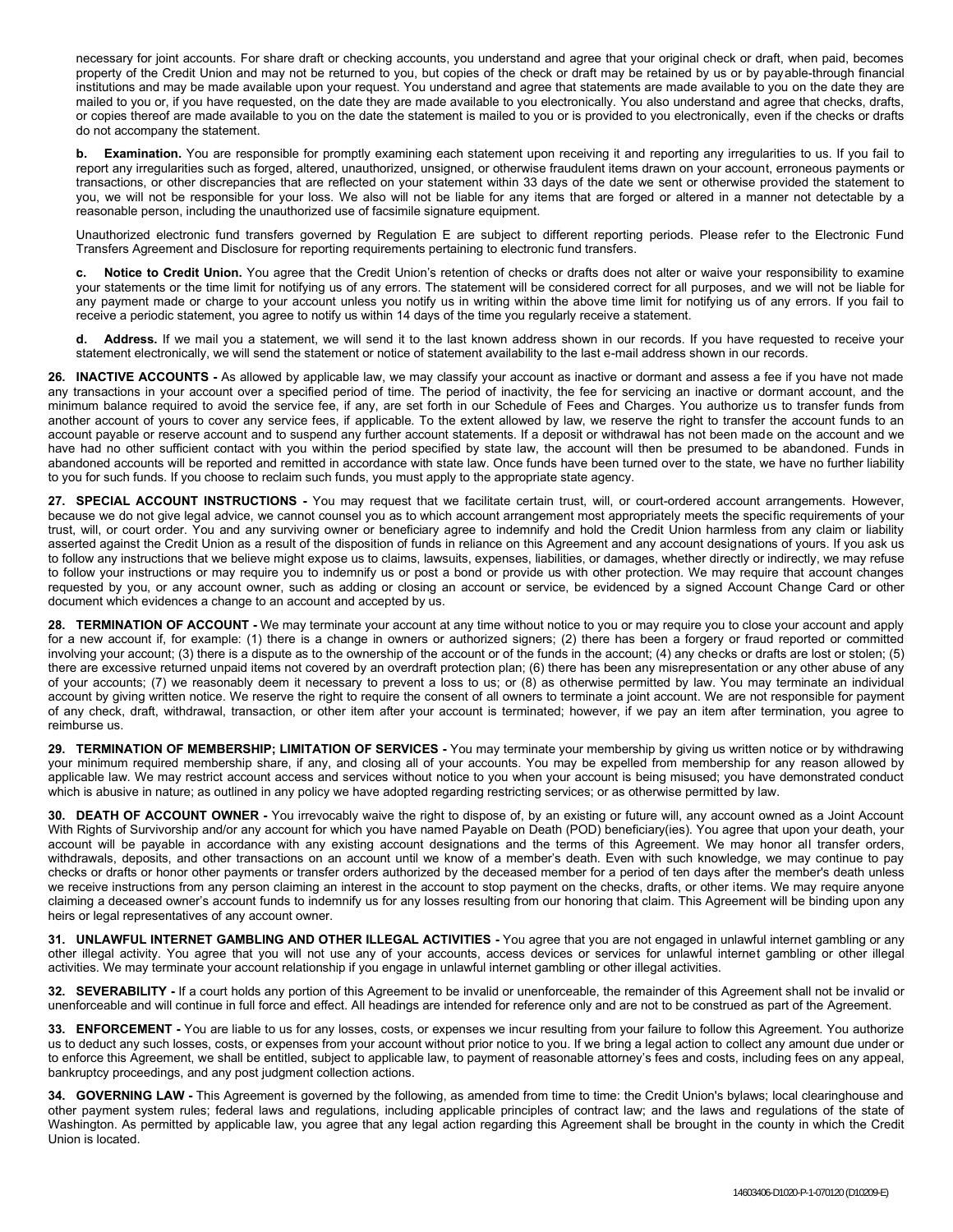necessary for joint accounts. For share draft or checking accounts, you understand and agree that your original check or draft, when paid, becomes property of the Credit Union and may not be returned to you, but copies of the check or draft may be retained by us or by payable-through financial institutions and may be made available upon your request. You understand and agree that statements are made available to you on the date they are mailed to you or, if you have requested, on the date they are made available to you electronically. You also understand and agree that checks, drafts, or copies thereof are made available to you on the date the statement is mailed to you or is provided to you electronically, even if the checks or drafts do not accompany the statement.

**b. Examination.** You are responsible for promptly examining each statement upon receiving it and reporting any irregularities to us. If you fail to report any irregularities such as forged, altered, unauthorized, unsigned, or otherwise fraudulent items drawn on your account, erroneous payments or transactions, or other discrepancies that are reflected on your statement within 33 days of the date we sent or otherwise provided the statement to you, we will not be responsible for your loss. We also will not be liable for any items that are forged or altered in a manner not detectable by a reasonable person, including the unauthorized use of facsimile signature equipment.

Unauthorized electronic fund transfers governed by Regulation E are subject to different reporting periods. Please refer to the Electronic Fund Transfers Agreement and Disclosure for reporting requirements pertaining to electronic fund transfers.

**c. Notice to Credit Union.** You agree that the Credit Union's retention of checks or drafts does not alter or waive your responsibility to examine your statements or the time limit for notifying us of any errors. The statement will be considered correct for all purposes, and we will not be liable for any payment made or charge to your account unless you notify us in writing within the above time limit for notifying us of any errors. If you fail to receive a periodic statement, you agree to notify us within 14 days of the time you regularly receive a statement.

**d. Address.** If we mail you a statement, we will send it to the last known address shown in our records. If you have requested to receive your statement electronically, we will send the statement or notice of statement availability to the last e-mail address shown in our records.

**26. INACTIVE ACCOUNTS -** As allowed by applicable law, we may classify your account as inactive or dormant and assess a fee if you have not made any transactions in your account over a specified period of time. The period of inactivity, the fee for servicing an inactive or dormant account, and the minimum balance required to avoid the service fee, if any, are set forth in our Schedule of Fees and Charges. You authorize us to transfer funds from another account of yours to cover any service fees, if applicable. To the extent allowed by law, we reserve the right to transfer the account funds to an account payable or reserve account and to suspend any further account statements. If a deposit or withdrawal has not been made on the account and we have had no other sufficient contact with you within the period specified by state law, the account will then be presumed to be abandoned. Funds in abandoned accounts will be reported and remitted in accordance with state law. Once funds have been turned over to the state, we have no further liability to you for such funds. If you choose to reclaim such funds, you must apply to the appropriate state agency.

**27. SPECIAL ACCOUNT INSTRUCTIONS -** You may request that we facilitate certain trust, will, or court-ordered account arrangements. However, because we do not give legal advice, we cannot counsel you as to which account arrangement most appropriately meets the specific requirements of your trust, will, or court order. You and any surviving owner or beneficiary agree to indemnify and hold the Credit Union harmless from any claim or liability asserted against the Credit Union as a result of the disposition of funds in reliance on this Agreement and any account designations of yours. If you ask us to follow any instructions that we believe might expose us to claims, lawsuits, expenses, liabilities, or damages, whether directly or indirectly, we may refuse to follow your instructions or may require you to indemnify us or post a bond or provide us with other protection. We may require that account changes requested by you, or any account owner, such as adding or closing an account or service, be evidenced by a signed Account Change Card or other document which evidences a change to an account and accepted by us.

**28. TERMINATION OF ACCOUNT -** We may terminate your account at any time without notice to you or may require you to close your account and apply for a new account if, for example: (1) there is a change in owners or authorized signers; (2) there has been a forgery or fraud reported or committed involving your account; (3) there is a dispute as to the ownership of the account or of the funds in the account; (4) any checks or drafts are lost or stolen; (5) there are excessive returned unpaid items not covered by an overdraft protection plan; (6) there has been any misrepresentation or any other abuse of any of your accounts; (7) we reasonably deem it necessary to prevent a loss to us; or (8) as otherwise permitted by law. You may terminate an individual account by giving written notice. We reserve the right to require the consent of all owners to terminate a joint account. We are not responsible for payment of any check, draft, withdrawal, transaction, or other item after your account is terminated; however, if we pay an item after termination, you agree to reimburse us.

**29. TERMINATION OF MEMBERSHIP; LIMITATION OF SERVICES -** You may terminate your membership by giving us written notice or by withdrawing your minimum required membership share, if any, and closing all of your accounts. You may be expelled from membership for any reason allowed by applicable law. We may restrict account access and services without notice to you when your account is being misused; you have demonstrated conduct which is abusive in nature; as outlined in any policy we have adopted regarding restricting services; or as otherwise permitted by law.

**30. DEATH OF ACCOUNT OWNER -** You irrevocably waive the right to dispose of, by an existing or future will, any account owned as a Joint Account With Rights of Survivorship and/or any account for which you have named Payable on Death (POD) beneficiary(ies). You agree that upon your death, your account will be payable in accordance with any existing account designations and the terms of this Agreement. We may honor all transfer orders, withdrawals, deposits, and other transactions on an account until we know of a member's death. Even with such knowledge, we may continue to pay checks or drafts or honor other payments or transfer orders authorized by the deceased member for a period of ten days after the member's death unless we receive instructions from any person claiming an interest in the account to stop payment on the checks, drafts, or other items. We may require anyone claiming a deceased owner's account funds to indemnify us for any losses resulting from our honoring that claim. This Agreement will be binding upon any heirs or legal representatives of any account owner.

**31. UNLAWFUL INTERNET GAMBLING AND OTHER ILLEGAL ACTIVITIES -** You agree that you are not engaged in unlawful internet gambling or any other illegal activity. You agree that you will not use any of your accounts, access devices or services for unlawful internet gambling or other illegal activities. We may terminate your account relationship if you engage in unlawful internet gambling or other illegal activities.

**32. SEVERABILITY -** If a court holds any portion of this Agreement to be invalid or unenforceable, the remainder of this Agreement shall not be invalid or unenforceable and will continue in full force and effect. All headings are intended for reference only and are not to be construed as part of the Agreement.

**33. ENFORCEMENT -** You are liable to us for any losses, costs, or expenses we incur resulting from your failure to follow this Agreement. You authorize us to deduct any such losses, costs, or expenses from your account without prior notice to you. If we bring a legal action to collect any amount due under or to enforce this Agreement, we shall be entitled, subject to applicable law, to payment of reasonable attorney's fees and costs, including fees on any appeal, bankruptcy proceedings, and any post judgment collection actions.

**34. GOVERNING LAW -** This Agreement is governed by the following, as amended from time to time: the Credit Union's bylaws; local clearinghouse and other payment system rules; federal laws and regulations, including applicable principles of contract law; and the laws and regulations of the state of Washington. As permitted by applicable law, you agree that any legal action regarding this Agreement shall be brought in the county in which the Credit Union is located.

14603406-D1020-P-1-070120 (D10209-E)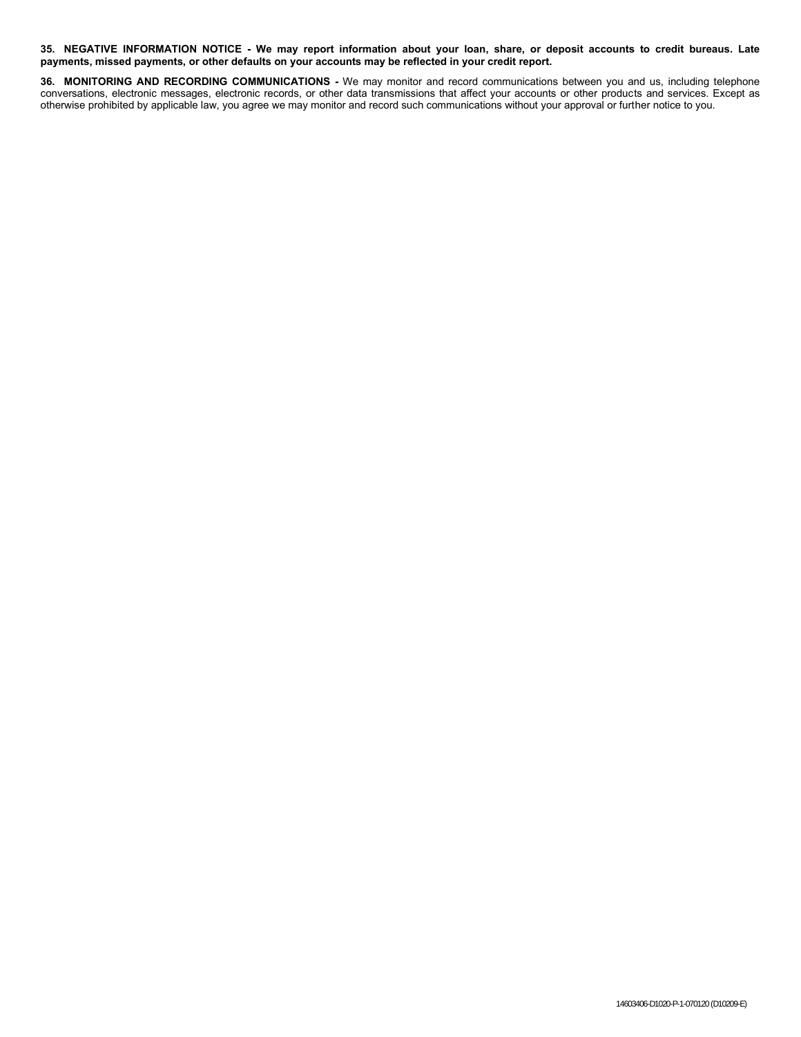**35. NEGATIVE INFORMATION NOTICE - We may report information about your loan, share, or deposit accounts to credit bureaus. Late payments, missed payments, or other defaults on your accounts may be reflected in your credit report.**

**36. MONITORING AND RECORDING COMMUNICATIONS -** We may monitor and record communications between you and us, including telephone conversations, electronic messages, electronic records, or other data transmissions that affect your accounts or other products and services. Except as otherwise prohibited by applicable law, you agree we may monitor and record such communications without your approval or further notice to you.

14603406-D1020-P-1-070120 (D10209-E)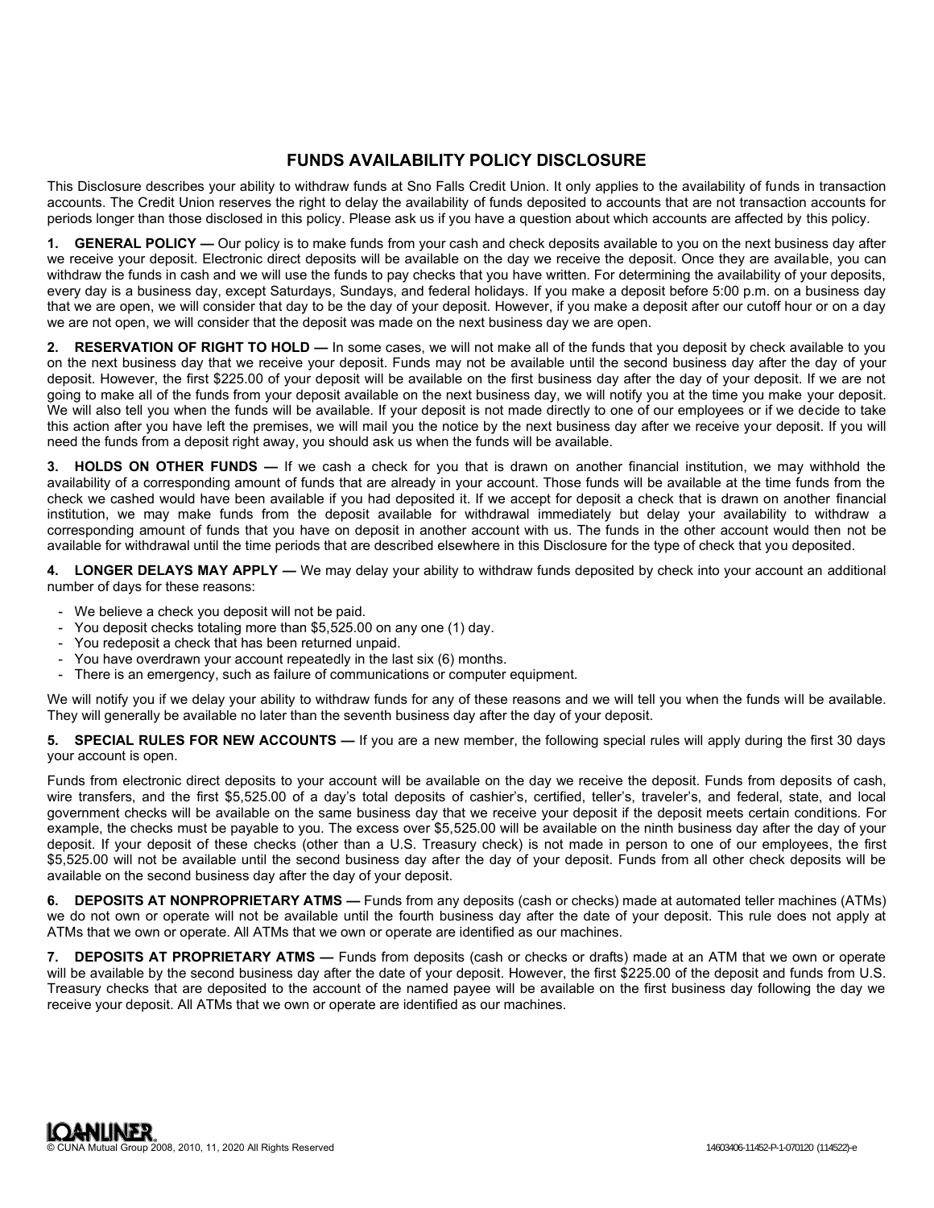# FUNDS AVAILABILITY POLICY DISCLOSURE

This Disclosure describes your ability to withdraw funds at Sno Falls Credit Union. It only applies to the availability of funds in transaction accounts. The Credit Union reserves the right to delay the availability of funds deposited to accounts that are not transaction accounts for periods longer than those disclosed in this policy. Please ask us if you have a question about which accounts are affected by this policy.

**1. GENERAL POLICY —** Our policy is to make funds from your cash and check deposits available to you on the next business day after we receive your deposit. Electronic direct deposits will be available on the day we receive the deposit. Once they are available, you can withdraw the funds in cash and we will use the funds to pay checks that you have written. For determining the availability of your deposits, every day is a business day, except Saturdays, Sundays, and federal holidays. If you make a deposit before 5:00 p.m. on a business day that we are open, we will consider that day to be the day of your deposit. However, if you make a deposit after our cutoff hour or on a day we are not open, we will consider that the deposit was made on the next business day we are open.

**2. RESERVATION OF RIGHT TO HOLD —** In some cases, we will not make all of the funds that you deposit by check available to you on the next business day that we receive your deposit. Funds may not be available until the second business day after the day of your deposit. However, the first $225.00 of your deposit will be available on the first business day after the day of your deposit. If we are not going to make all of the funds from your deposit available on the next business day, we will notify you at the time you make your deposit. We will also tell you when the funds will be available. If your deposit is not made directly to one of our employees or if we decide to take this action after you have left the premises, we will mail you the notice by the next business day after we receive your deposit. If you will need the funds from a deposit right away, you should ask us when the funds will be available.

**3. HOLDS ON OTHER FUNDS —** If we cash a check for you that is drawn on another financial institution, we may withhold the availability of a corresponding amount of funds that are already in your account. Those funds will be available at the time funds from the check we cashed would have been available if you had deposited it. If we accept for deposit a check that is drawn on another financial institution, we may make funds from the deposit available for withdrawal immediately but delay your availability to withdraw a corresponding amount of funds that you have on deposit in another account with us. The funds in the other account would then not be available for withdrawal until the time periods that are described elsewhere in this Disclosure for the type of check that you deposited.

**4. LONGER DELAYS MAY APPLY —** We may delay your ability to withdraw funds deposited by check into your account an additional number of days for these reasons:

- We believe a check you deposit will not be paid.
- You deposit checks totaling more than $5,525.00 on any one (1) day.
- You redeposit a check that has been returned unpaid.
- You have overdrawn your account repeatedly in the last six (6) months.
- There is an emergency, such as failure of communications or computer equipment.

We will notify you if we delay your ability to withdraw funds for any of these reasons and we will tell you when the funds will be available. They will generally be available no later than the seventh business day after the day of your deposit.

**5. SPECIAL RULES FOR NEW ACCOUNTS —** If you are a new member, the following special rules will apply during the first 30 days your account is open.

Funds from electronic direct deposits to your account will be available on the day we receive the deposit. Funds from deposits of cash, wire transfers, and the first $5,525.00 of a day's total deposits of cashier's, certified, teller's, traveler's, and federal, state, and local government checks will be available on the same business day that we receive your deposit if the deposit meets certain conditions. For example, the checks must be payable to you. The excess over $5,525.00 will be available on the ninth business day after the day of your deposit. If your deposit of these checks (other than a U.S. Treasury check) is not made in person to one of our employees, the first $5,525.00 will not be available until the second business day after the day of your deposit. Funds from all other check deposits will be available on the second business day after the day of your deposit.

**6. DEPOSITS AT NONPROPRIETARY ATMS —** Funds from any deposits (cash or checks) made at automated teller machines (ATMs) we do not own or operate will not be available until the fourth business day after the date of your deposit. This rule does not apply at ATMs that we own or operate. All ATMs that we own or operate are identified as our machines.

**7. DEPOSITS AT PROPRIETARY ATMS —** Funds from deposits (cash or checks or drafts) made at an ATM that we own or operate will be available by the second business day after the date of your deposit. However, the first $225.00 of the deposit and funds from U.S. Treasury checks that are deposited to the account of the named payee will be available on the first business day following the day we receive your deposit. All ATMs that we own or operate are identified as our machines.

LOANLINER®
© CUNA Mutual Group 2008, 2010, 11, 2020 All Rights Reserved 14603406-11452-P-1-070120 (114522)-e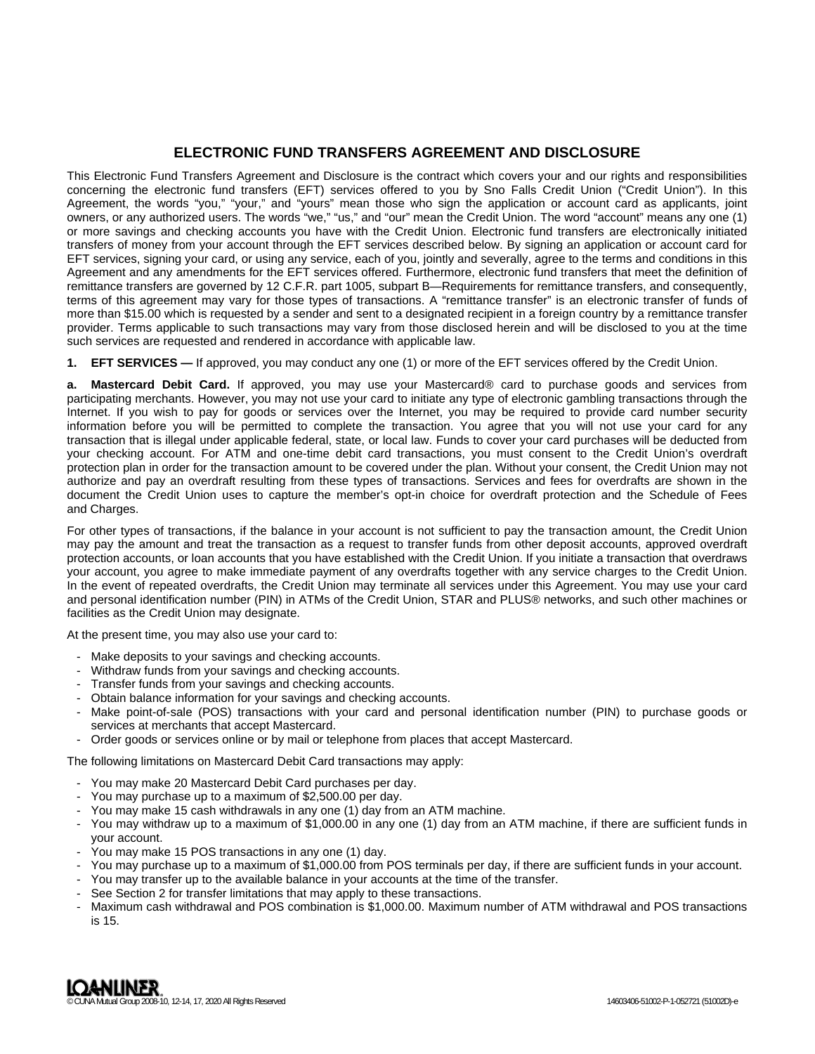# ELECTRONIC FUND TRANSFERS AGREEMENT AND DISCLOSURE

This Electronic Fund Transfers Agreement and Disclosure is the contract which covers your and our rights and responsibilities concerning the electronic fund transfers (EFT) services offered to you by Sno Falls Credit Union ("Credit Union"). In this Agreement, the words "you," "your," and "yours" mean those who sign the application or account card as applicants, joint owners, or any authorized users. The words "we," "us," and "our" mean the Credit Union. The word "account" means any one (1) or more savings and checking accounts you have with the Credit Union. Electronic fund transfers are electronically initiated transfers of money from your account through the EFT services described below. By signing an application or account card for EFT services, signing your card, or using any service, each of you, jointly and severally, agree to the terms and conditions in this Agreement and any amendments for the EFT services offered. Furthermore, electronic fund transfers that meet the definition of remittance transfers are governed by 12 C.F.R. part 1005, subpart B—Requirements for remittance transfers, and consequently, terms of this agreement may vary for those types of transactions. A "remittance transfer" is an electronic transfer of funds of more than $15.00 which is requested by a sender and sent to a designated recipient in a foreign country by a remittance transfer provider. Terms applicable to such transactions may vary from those disclosed herein and will be disclosed to you at the time such services are requested and rendered in accordance with applicable law.

**1. EFT SERVICES —** If approved, you may conduct any one (1) or more of the EFT services offered by the Credit Union.

**a. Mastercard Debit Card.** If approved, you may use your Mastercard® card to purchase goods and services from participating merchants. However, you may not use your card to initiate any type of electronic gambling transactions through the Internet. If you wish to pay for goods or services over the Internet, you may be required to provide card number security information before you will be permitted to complete the transaction. You agree that you will not use your card for any transaction that is illegal under applicable federal, state, or local law. Funds to cover your card purchases will be deducted from your checking account. For ATM and one-time debit card transactions, you must consent to the Credit Union's overdraft protection plan in order for the transaction amount to be covered under the plan. Without your consent, the Credit Union may not authorize and pay an overdraft resulting from these types of transactions. Services and fees for overdrafts are shown in the document the Credit Union uses to capture the member's opt-in choice for overdraft protection and the Schedule of Fees and Charges.

For other types of transactions, if the balance in your account is not sufficient to pay the transaction amount, the Credit Union may pay the amount and treat the transaction as a request to transfer funds from other deposit accounts, approved overdraft protection accounts, or loan accounts that you have established with the Credit Union. If you initiate a transaction that overdraws your account, you agree to make immediate payment of any overdrafts together with any service charges to the Credit Union. In the event of repeated overdrafts, the Credit Union may terminate all services under this Agreement. You may use your card and personal identification number (PIN) in ATMs of the Credit Union, STAR and PLUS® networks, and such other machines or facilities as the Credit Union may designate.

At the present time, you may also use your card to:

- Make deposits to your savings and checking accounts.
- Withdraw funds from your savings and checking accounts.
- Transfer funds from your savings and checking accounts.
- Obtain balance information for your savings and checking accounts.
- Make point-of-sale (POS) transactions with your card and personal identification number (PIN) to purchase goods or services at merchants that accept Mastercard.
- Order goods or services online or by mail or telephone from places that accept Mastercard.

The following limitations on Mastercard Debit Card transactions may apply:

- You may make 20 Mastercard Debit Card purchases per day.
- You may purchase up to a maximum of $2,500.00 per day.
- You may make 15 cash withdrawals in any one (1) day from an ATM machine.
- You may withdraw up to a maximum of $1,000.00 in any one (1) day from an ATM machine, if there are sufficient funds in your account.
- You may make 15 POS transactions in any one (1) day.
- You may purchase up to a maximum of $1,000.00 from POS terminals per day, if there are sufficient funds in your account.
- You may transfer up to the available balance in your accounts at the time of the transfer.
- See Section 2 for transfer limitations that may apply to these transactions.
- Maximum cash withdrawal and POS combination is $1,000.00. Maximum number of ATM withdrawal and POS transactions is 15.

LOANLINER®
© CUNA Mutual Group 2008-10, 12-14, 17, 2020 All Rights Reserved 14603406-51002-P-1-052721 (51002D)-e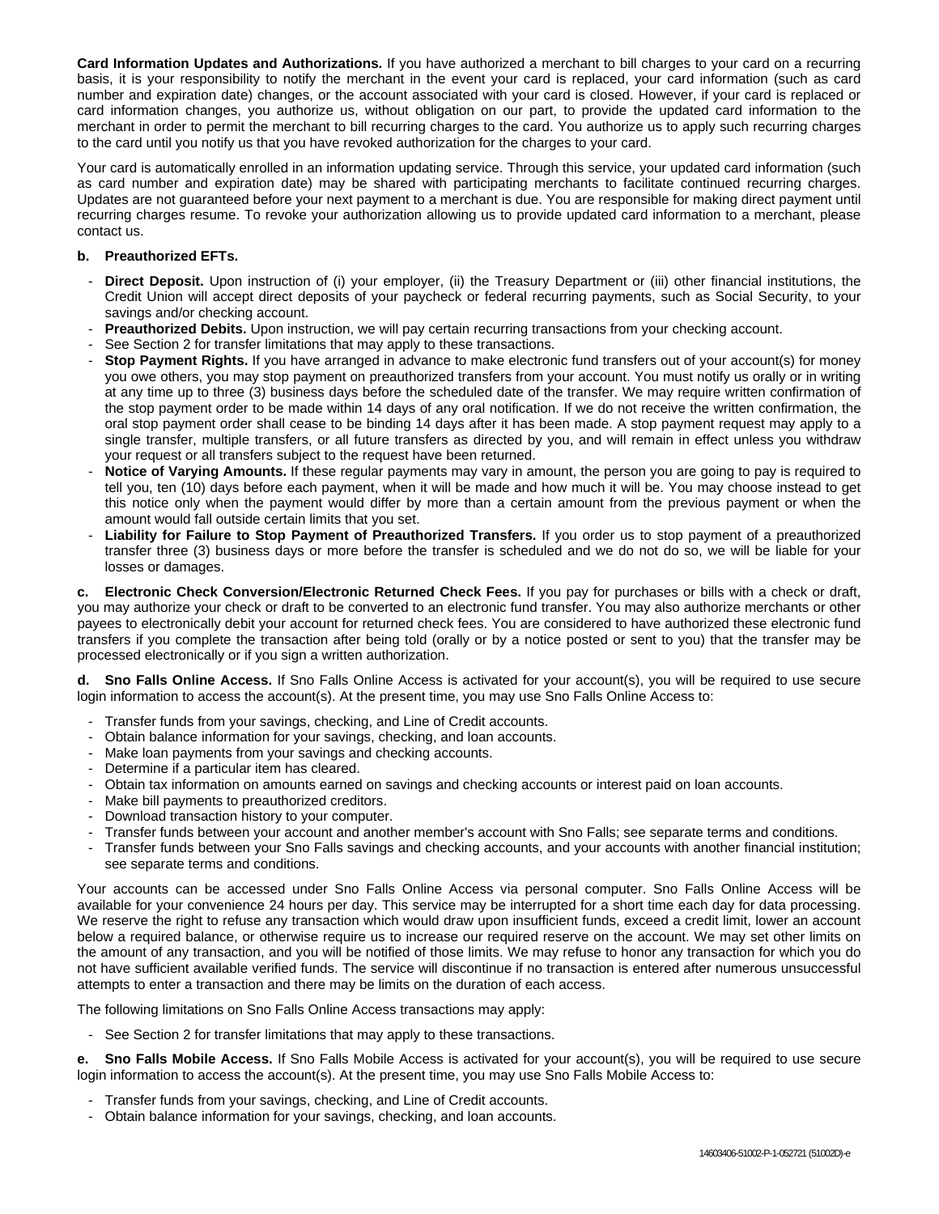**Card Information Updates and Authorizations.** If you have authorized a merchant to bill charges to your card on a recurring basis, it is your responsibility to notify the merchant in the event your card is replaced, your card information (such as card number and expiration date) changes, or the account associated with your card is closed. However, if your card is replaced or card information changes, you authorize us, without obligation on our part, to provide the updated card information to the merchant in order to permit the merchant to bill recurring charges to the card. You authorize us to apply such recurring charges to the card until you notify us that you have revoked authorization for the charges to your card.

Your card is automatically enrolled in an information updating service. Through this service, your updated card information (such as card number and expiration date) may be shared with participating merchants to facilitate continued recurring charges. Updates are not guaranteed before your next payment to a merchant is due. You are responsible for making direct payment until recurring charges resume. To revoke your authorization allowing us to provide updated card information to a merchant, please contact us.

**b. Preauthorized EFTs.**

- **Direct Deposit.** Upon instruction of (i) your employer, (ii) the Treasury Department or (iii) other financial institutions, the Credit Union will accept direct deposits of your paycheck or federal recurring payments, such as Social Security, to your savings and/or checking account.
- **Preauthorized Debits.** Upon instruction, we will pay certain recurring transactions from your checking account.
- See Section 2 for transfer limitations that may apply to these transactions.
- **Stop Payment Rights.** If you have arranged in advance to make electronic fund transfers out of your account(s) for money you owe others, you may stop payment on preauthorized transfers from your account. You must notify us orally or in writing at any time up to three (3) business days before the scheduled date of the transfer. We may require written confirmation of the stop payment order to be made within 14 days of any oral notification. If we do not receive the written confirmation, the oral stop payment order shall cease to be binding 14 days after it has been made. A stop payment request may apply to a single transfer, multiple transfers, or all future transfers as directed by you, and will remain in effect unless you withdraw your request or all transfers subject to the request have been returned.
- **Notice of Varying Amounts.** If these regular payments may vary in amount, the person you are going to pay is required to tell you, ten (10) days before each payment, when it will be made and how much it will be. You may choose instead to get this notice only when the payment would differ by more than a certain amount from the previous payment or when the amount would fall outside certain limits that you set.
- **Liability for Failure to Stop Payment of Preauthorized Transfers.** If you order us to stop payment of a preauthorized transfer three (3) business days or more before the transfer is scheduled and we do not do so, we will be liable for your losses or damages.

**c. Electronic Check Conversion/Electronic Returned Check Fees.** If you pay for purchases or bills with a check or draft, you may authorize your check or draft to be converted to an electronic fund transfer. You may also authorize merchants or other payees to electronically debit your account for returned check fees. You are considered to have authorized these electronic fund transfers if you complete the transaction after being told (orally or by a notice posted or sent to you) that the transfer may be processed electronically or if you sign a written authorization.

**d. Sno Falls Online Access.** If Sno Falls Online Access is activated for your account(s), you will be required to use secure login information to access the account(s). At the present time, you may use Sno Falls Online Access to:

- Transfer funds from your savings, checking, and Line of Credit accounts.
- Obtain balance information for your savings, checking, and loan accounts.
- Make loan payments from your savings and checking accounts.
- Determine if a particular item has cleared.
- Obtain tax information on amounts earned on savings and checking accounts or interest paid on loan accounts.
- Make bill payments to preauthorized creditors.
- Download transaction history to your computer.
- Transfer funds between your account and another member's account with Sno Falls; see separate terms and conditions.
- Transfer funds between your Sno Falls savings and checking accounts, and your accounts with another financial institution; see separate terms and conditions.

Your accounts can be accessed under Sno Falls Online Access via personal computer. Sno Falls Online Access will be available for your convenience 24 hours per day. This service may be interrupted for a short time each day for data processing. We reserve the right to refuse any transaction which would draw upon insufficient funds, exceed a credit limit, lower an account below a required balance, or otherwise require us to increase our required reserve on the account. We may set other limits on the amount of any transaction, and you will be notified of those limits. We may refuse to honor any transaction for which you do not have sufficient available verified funds. The service will discontinue if no transaction is entered after numerous unsuccessful attempts to enter a transaction and there may be limits on the duration of each access.

The following limitations on Sno Falls Online Access transactions may apply:

- See Section 2 for transfer limitations that may apply to these transactions.

**e. Sno Falls Mobile Access.** If Sno Falls Mobile Access is activated for your account(s), you will be required to use secure login information to access the account(s). At the present time, you may use Sno Falls Mobile Access to:

- Transfer funds from your savings, checking, and Line of Credit accounts.
- Obtain balance information for your savings, checking, and loan accounts.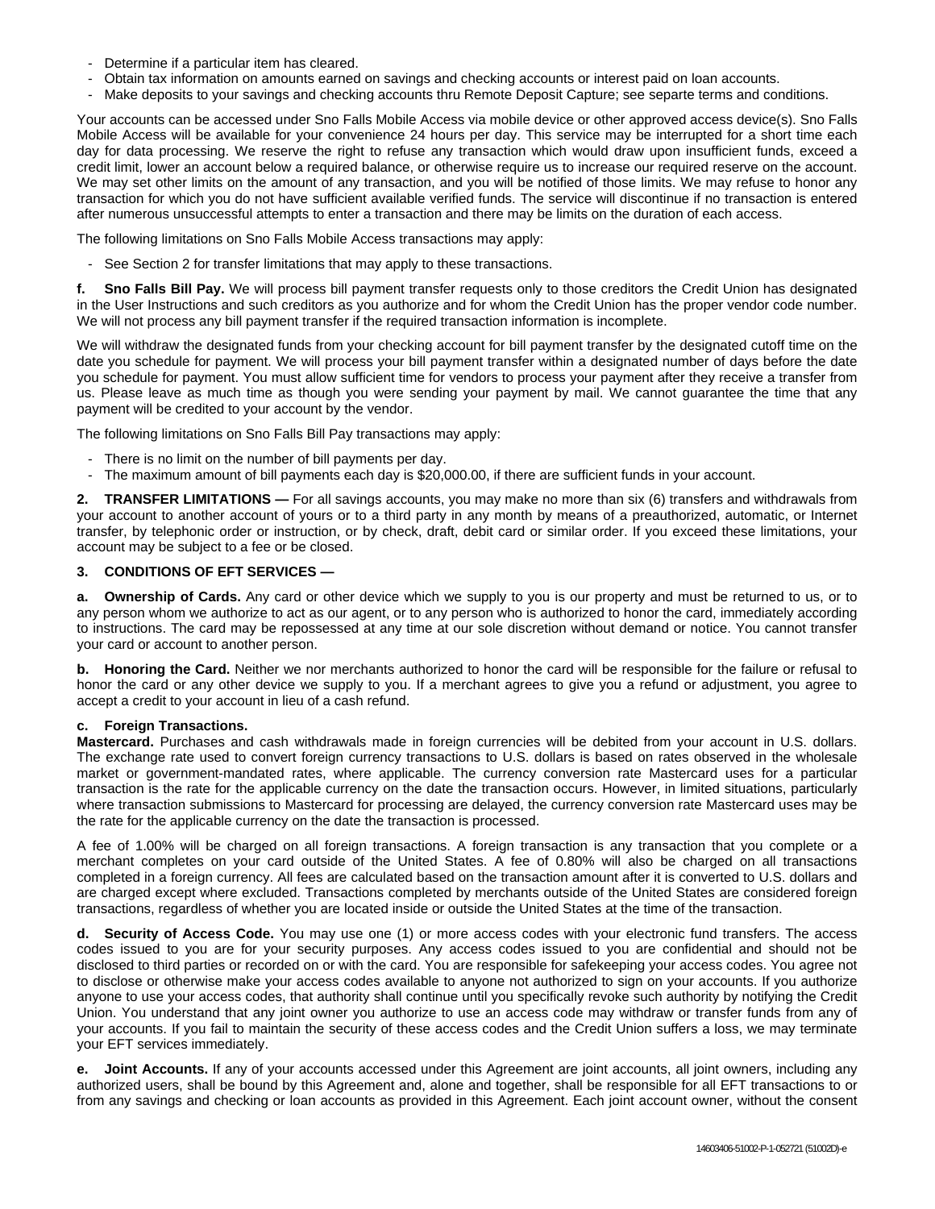- Determine if a particular item has cleared.
- Obtain tax information on amounts earned on savings and checking accounts or interest paid on loan accounts.
- Make deposits to your savings and checking accounts thru Remote Deposit Capture; see separte terms and conditions.

Your accounts can be accessed under Sno Falls Mobile Access via mobile device or other approved access device(s). Sno Falls Mobile Access will be available for your convenience 24 hours per day. This service may be interrupted for a short time each day for data processing. We reserve the right to refuse any transaction which would draw upon insufficient funds, exceed a credit limit, lower an account below a required balance, or otherwise require us to increase our required reserve on the account. We may set other limits on the amount of any transaction, and you will be notified of those limits. We may refuse to honor any transaction for which you do not have sufficient available verified funds. The service will discontinue if no transaction is entered after numerous unsuccessful attempts to enter a transaction and there may be limits on the duration of each access.

The following limitations on Sno Falls Mobile Access transactions may apply:

- See Section 2 for transfer limitations that may apply to these transactions.

**f. Sno Falls Bill Pay.** We will process bill payment transfer requests only to those creditors the Credit Union has designated in the User Instructions and such creditors as you authorize and for whom the Credit Union has the proper vendor code number. We will not process any bill payment transfer if the required transaction information is incomplete.

We will withdraw the designated funds from your checking account for bill payment transfer by the designated cutoff time on the date you schedule for payment. We will process your bill payment transfer within a designated number of days before the date you schedule for payment. You must allow sufficient time for vendors to process your payment after they receive a transfer from us. Please leave as much time as though you were sending your payment by mail. We cannot guarantee the time that any payment will be credited to your account by the vendor.

The following limitations on Sno Falls Bill Pay transactions may apply:

- There is no limit on the number of bill payments per day.
- The maximum amount of bill payments each day is $20,000.00, if there are sufficient funds in your account.

**2. TRANSFER LIMITATIONS —** For all savings accounts, you may make no more than six (6) transfers and withdrawals from your account to another account of yours or to a third party in any month by means of a preauthorized, automatic, or Internet transfer, by telephonic order or instruction, or by check, draft, debit card or similar order. If you exceed these limitations, your account may be subject to a fee or be closed.

**3. CONDITIONS OF EFT SERVICES —**

**a. Ownership of Cards.** Any card or other device which we supply to you is our property and must be returned to us, or to any person whom we authorize to act as our agent, or to any person who is authorized to honor the card, immediately according to instructions. The card may be repossessed at any time at our sole discretion without demand or notice. You cannot transfer your card or account to another person.

**b. Honoring the Card.** Neither we nor merchants authorized to honor the card will be responsible for the failure or refusal to honor the card or any other device we supply to you. If a merchant agrees to give you a refund or adjustment, you agree to accept a credit to your account in lieu of a cash refund.

**c. Foreign Transactions.**

**Mastercard.** Purchases and cash withdrawals made in foreign currencies will be debited from your account in U.S. dollars. The exchange rate used to convert foreign currency transactions to U.S. dollars is based on rates observed in the wholesale market or government-mandated rates, where applicable. The currency conversion rate Mastercard uses for a particular transaction is the rate for the applicable currency on the date the transaction occurs. However, in limited situations, particularly where transaction submissions to Mastercard for processing are delayed, the currency conversion rate Mastercard uses may be the rate for the applicable currency on the date the transaction is processed.

A fee of 1.00% will be charged on all foreign transactions. A foreign transaction is any transaction that you complete or a merchant completes on your card outside of the United States. A fee of 0.80% will also be charged on all transactions completed in a foreign currency. All fees are calculated based on the transaction amount after it is converted to U.S. dollars and are charged except where excluded. Transactions completed by merchants outside of the United States are considered foreign transactions, regardless of whether you are located inside or outside the United States at the time of the transaction.

**d. Security of Access Code.** You may use one (1) or more access codes with your electronic fund transfers. The access codes issued to you are for your security purposes. Any access codes issued to you are confidential and should not be disclosed to third parties or recorded on or with the card. You are responsible for safekeeping your access codes. You agree not to disclose or otherwise make your access codes available to anyone not authorized to sign on your accounts. If you authorize anyone to use your access codes, that authority shall continue until you specifically revoke such authority by notifying the Credit Union. You understand that any joint owner you authorize to use an access code may withdraw or transfer funds from any of your accounts. If you fail to maintain the security of these access codes and the Credit Union suffers a loss, we may terminate your EFT services immediately.

**e. Joint Accounts.** If any of your accounts accessed under this Agreement are joint accounts, all joint owners, including any authorized users, shall be bound by this Agreement and, alone and together, shall be responsible for all EFT transactions to or from any savings and checking or loan accounts as provided in this Agreement. Each joint account owner, without the consent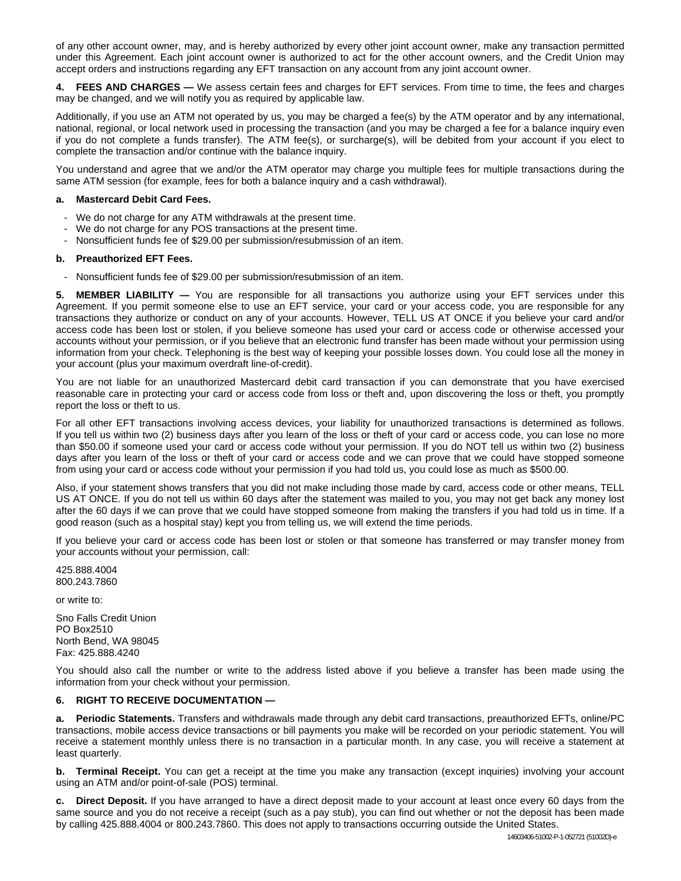of any other account owner, may, and is hereby authorized by every other joint account owner, make any transaction permitted under this Agreement. Each joint account owner is authorized to act for the other account owners, and the Credit Union may accept orders and instructions regarding any EFT transaction on any account from any joint account owner.

**4. FEES AND CHARGES —** We assess certain fees and charges for EFT services. From time to time, the fees and charges may be changed, and we will notify you as required by applicable law.

Additionally, if you use an ATM not operated by us, you may be charged a fee(s) by the ATM operator and by any international, national, regional, or local network used in processing the transaction (and you may be charged a fee for a balance inquiry even if you do not complete a funds transfer). The ATM fee(s), or surcharge(s), will be debited from your account if you elect to complete the transaction and/or continue with the balance inquiry.

You understand and agree that we and/or the ATM operator may charge you multiple fees for multiple transactions during the same ATM session (for example, fees for both a balance inquiry and a cash withdrawal).

**a. Mastercard Debit Card Fees.**

- We do not charge for any ATM withdrawals at the present time.
- We do not charge for any POS transactions at the present time.
- Nonsufficient funds fee of $29.00 per submission/resubmission of an item.

**b. Preauthorized EFT Fees.**

- Nonsufficient funds fee of $29.00 per submission/resubmission of an item.

**5. MEMBER LIABILITY —** You are responsible for all transactions you authorize using your EFT services under this Agreement. If you permit someone else to use an EFT service, your card or your access code, you are responsible for any transactions they authorize or conduct on any of your accounts. However, TELL US AT ONCE if you believe your card and/or access code has been lost or stolen, if you believe someone has used your card or access code or otherwise accessed your accounts without your permission, or if you believe that an electronic fund transfer has been made without your permission using information from your check. Telephoning is the best way of keeping your possible losses down. You could lose all the money in your account (plus your maximum overdraft line-of-credit).

You are not liable for an unauthorized Mastercard debit card transaction if you can demonstrate that you have exercised reasonable care in protecting your card or access code from loss or theft and, upon discovering the loss or theft, you promptly report the loss or theft to us.

For all other EFT transactions involving access devices, your liability for unauthorized transactions is determined as follows. If you tell us within two (2) business days after you learn of the loss or theft of your card or access code, you can lose no more than $50.00 if someone used your card or access code without your permission. If you do NOT tell us within two (2) business days after you learn of the loss or theft of your card or access code and we can prove that we could have stopped someone from using your card or access code without your permission if you had told us, you could lose as much as $500.00.

Also, if your statement shows transfers that you did not make including those made by card, access code or other means, TELL US AT ONCE. If you do not tell us within 60 days after the statement was mailed to you, you may not get back any money lost after the 60 days if we can prove that we could have stopped someone from making the transfers if you had told us in time. If a good reason (such as a hospital stay) kept you from telling us, we will extend the time periods.

If you believe your card or access code has been lost or stolen or that someone has transferred or may transfer money from your accounts without your permission, call:

425.888.4004
800.243.7860

or write to:

Sno Falls Credit Union
PO Box2510
North Bend, WA 98045
Fax: 425.888.4240

You should also call the number or write to the address listed above if you believe a transfer has been made using the information from your check without your permission.

**6. RIGHT TO RECEIVE DOCUMENTATION —**

**a. Periodic Statements.** Transfers and withdrawals made through any debit card transactions, preauthorized EFTs, online/PC transactions, mobile access device transactions or bill payments you make will be recorded on your periodic statement. You will receive a statement monthly unless there is no transaction in a particular month. In any case, you will receive a statement at least quarterly.

**b. Terminal Receipt.** You can get a receipt at the time you make any transaction (except inquiries) involving your account using an ATM and/or point-of-sale (POS) terminal.

**c. Direct Deposit.** If you have arranged to have a direct deposit made to your account at least once every 60 days from the same source and you do not receive a receipt (such as a pay stub), you can find out whether or not the deposit has been made by calling 425.888.4004 or 800.243.7860. This does not apply to transactions occurring outside the United States.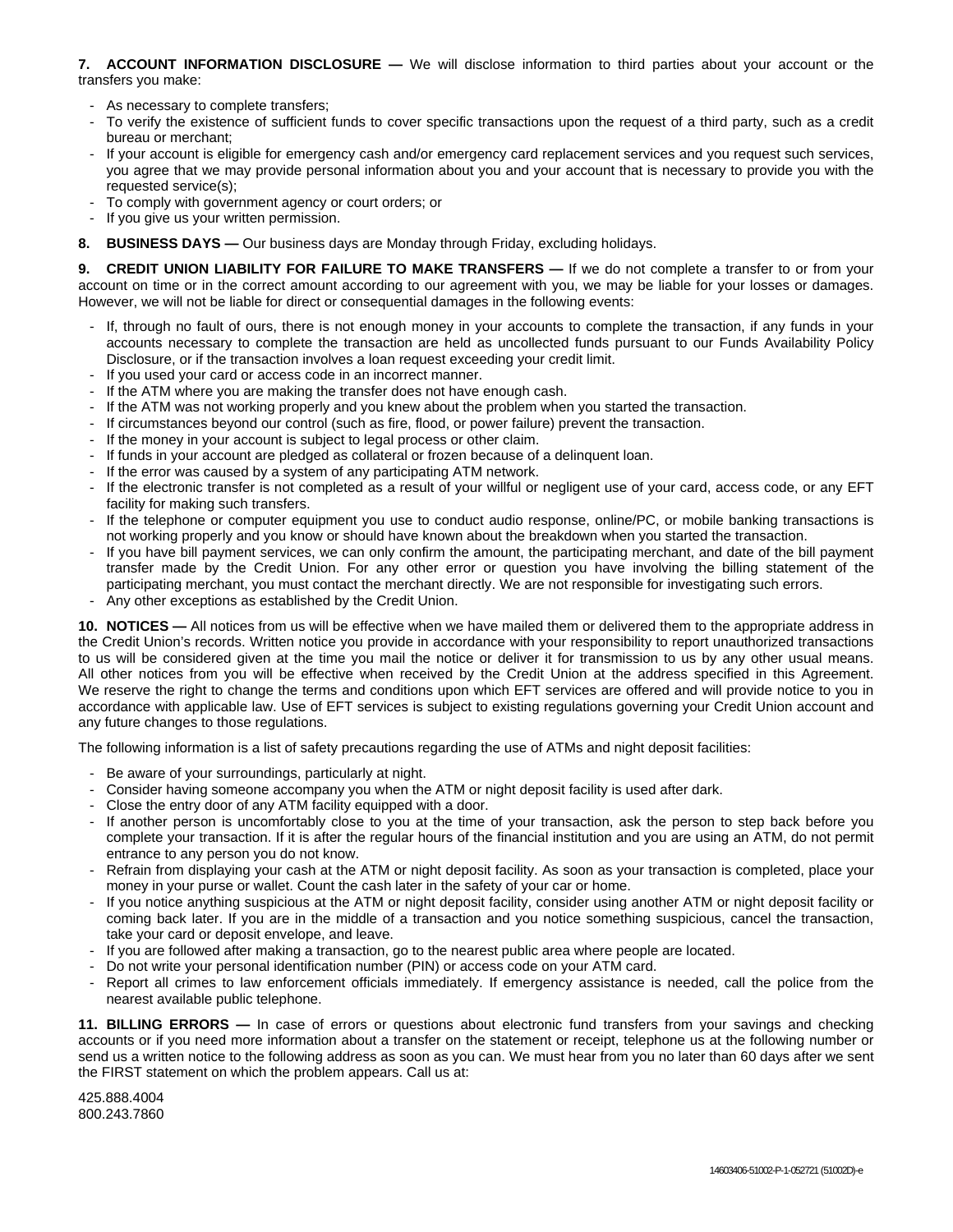**7. ACCOUNT INFORMATION DISCLOSURE —** We will disclose information to third parties about your account or the transfers you make:

- As necessary to complete transfers;
- To verify the existence of sufficient funds to cover specific transactions upon the request of a third party, such as a credit bureau or merchant;
- If your account is eligible for emergency cash and/or emergency card replacement services and you request such services, you agree that we may provide personal information about you and your account that is necessary to provide you with the requested service(s);
- To comply with government agency or court orders; or
- If you give us your written permission.

**8. BUSINESS DAYS —** Our business days are Monday through Friday, excluding holidays.

**9. CREDIT UNION LIABILITY FOR FAILURE TO MAKE TRANSFERS —** If we do not complete a transfer to or from your account on time or in the correct amount according to our agreement with you, we may be liable for your losses or damages. However, we will not be liable for direct or consequential damages in the following events:

- If, through no fault of ours, there is not enough money in your accounts to complete the transaction, if any funds in your accounts necessary to complete the transaction are held as uncollected funds pursuant to our Funds Availability Policy Disclosure, or if the transaction involves a loan request exceeding your credit limit.
- If you used your card or access code in an incorrect manner.
- If the ATM where you are making the transfer does not have enough cash.
- If the ATM was not working properly and you knew about the problem when you started the transaction.
- If circumstances beyond our control (such as fire, flood, or power failure) prevent the transaction.
- If the money in your account is subject to legal process or other claim.
- If funds in your account are pledged as collateral or frozen because of a delinquent loan.
- If the error was caused by a system of any participating ATM network.
- If the electronic transfer is not completed as a result of your willful or negligent use of your card, access code, or any EFT facility for making such transfers.
- If the telephone or computer equipment you use to conduct audio response, online/PC, or mobile banking transactions is not working properly and you know or should have known about the breakdown when you started the transaction.
- If you have bill payment services, we can only confirm the amount, the participating merchant, and date of the bill payment transfer made by the Credit Union. For any other error or question you have involving the billing statement of the participating merchant, you must contact the merchant directly. We are not responsible for investigating such errors.
- Any other exceptions as established by the Credit Union.

**10. NOTICES —** All notices from us will be effective when we have mailed them or delivered them to the appropriate address in the Credit Union's records. Written notice you provide in accordance with your responsibility to report unauthorized transactions to us will be considered given at the time you mail the notice or deliver it for transmission to us by any other usual means. All other notices from you will be effective when received by the Credit Union at the address specified in this Agreement. We reserve the right to change the terms and conditions upon which EFT services are offered and will provide notice to you in accordance with applicable law. Use of EFT services is subject to existing regulations governing your Credit Union account and any future changes to those regulations.

The following information is a list of safety precautions regarding the use of ATMs and night deposit facilities:

- Be aware of your surroundings, particularly at night.
- Consider having someone accompany you when the ATM or night deposit facility is used after dark.
- Close the entry door of any ATM facility equipped with a door.
- If another person is uncomfortably close to you at the time of your transaction, ask the person to step back before you complete your transaction. If it is after the regular hours of the financial institution and you are using an ATM, do not permit entrance to any person you do not know.
- Refrain from displaying your cash at the ATM or night deposit facility. As soon as your transaction is completed, place your money in your purse or wallet. Count the cash later in the safety of your car or home.
- If you notice anything suspicious at the ATM or night deposit facility, consider using another ATM or night deposit facility or coming back later. If you are in the middle of a transaction and you notice something suspicious, cancel the transaction, take your card or deposit envelope, and leave.
- If you are followed after making a transaction, go to the nearest public area where people are located.
- Do not write your personal identification number (PIN) or access code on your ATM card.
- Report all crimes to law enforcement officials immediately. If emergency assistance is needed, call the police from the nearest available public telephone.

**11. BILLING ERRORS —** In case of errors or questions about electronic fund transfers from your savings and checking accounts or if you need more information about a transfer on the statement or receipt, telephone us at the following number or send us a written notice to the following address as soon as you can. We must hear from you no later than 60 days after we sent the FIRST statement on which the problem appears. Call us at:

425.888.4004
800.243.7860

14603406-51002-P-1-052721 (51002D)-e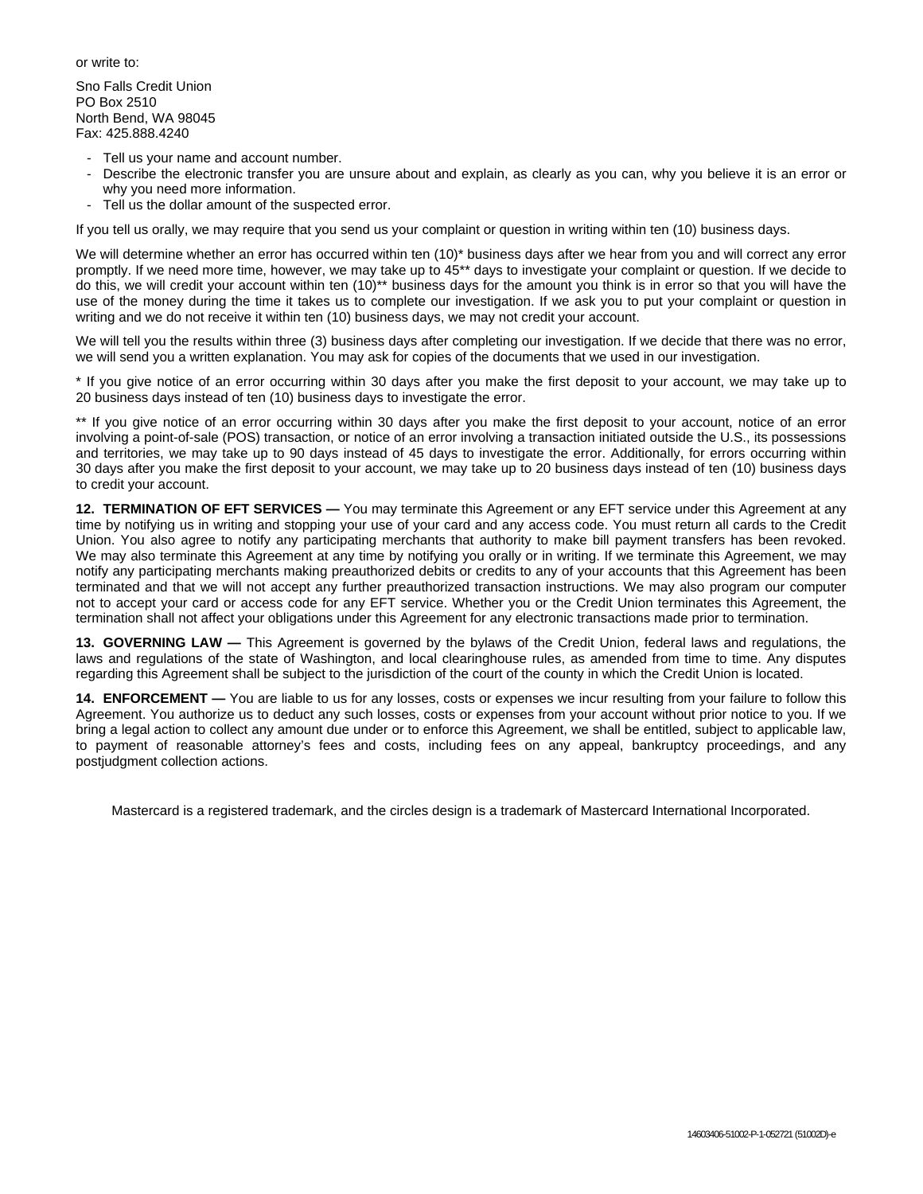or write to:

Sno Falls Credit Union
PO Box 2510
North Bend, WA 98045
Fax: 425.888.4240

- Tell us your name and account number.
- Describe the electronic transfer you are unsure about and explain, as clearly as you can, why you believe it is an error or why you need more information.
- Tell us the dollar amount of the suspected error.

If you tell us orally, we may require that you send us your complaint or question in writing within ten (10) business days.

We will determine whether an error has occurred within ten (10)* business days after we hear from you and will correct any error promptly. If we need more time, however, we may take up to 45** days to investigate your complaint or question. If we decide to do this, we will credit your account within ten (10)** business days for the amount you think is in error so that you will have the use of the money during the time it takes us to complete our investigation. If we ask you to put your complaint or question in writing and we do not receive it within ten (10) business days, we may not credit your account.

We will tell you the results within three (3) business days after completing our investigation. If we decide that there was no error, we will send you a written explanation. You may ask for copies of the documents that we used in our investigation.

* If you give notice of an error occurring within 30 days after you make the first deposit to your account, we may take up to 20 business days instead of ten (10) business days to investigate the error.

** If you give notice of an error occurring within 30 days after you make the first deposit to your account, notice of an error involving a point-of-sale (POS) transaction, or notice of an error involving a transaction initiated outside the U.S., its possessions and territories, we may take up to 90 days instead of 45 days to investigate the error. Additionally, for errors occurring within 30 days after you make the first deposit to your account, we may take up to 20 business days instead of ten (10) business days to credit your account.

**12. TERMINATION OF EFT SERVICES —** You may terminate this Agreement or any EFT service under this Agreement at any time by notifying us in writing and stopping your use of your card and any access code. You must return all cards to the Credit Union. You also agree to notify any participating merchants that authority to make bill payment transfers has been revoked. We may also terminate this Agreement at any time by notifying you orally or in writing. If we terminate this Agreement, we may notify any participating merchants making preauthorized debits or credits to any of your accounts that this Agreement has been terminated and that we will not accept any further preauthorized transaction instructions. We may also program our computer not to accept your card or access code for any EFT service. Whether you or the Credit Union terminates this Agreement, the termination shall not affect your obligations under this Agreement for any electronic transactions made prior to termination.

**13. GOVERNING LAW —** This Agreement is governed by the bylaws of the Credit Union, federal laws and regulations, the laws and regulations of the state of Washington, and local clearinghouse rules, as amended from time to time. Any disputes regarding this Agreement shall be subject to the jurisdiction of the court of the county in which the Credit Union is located.

**14. ENFORCEMENT —** You are liable to us for any losses, costs or expenses we incur resulting from your failure to follow this Agreement. You authorize us to deduct any such losses, costs or expenses from your account without prior notice to you. If we bring a legal action to collect any amount due under or to enforce this Agreement, we shall be entitled, subject to applicable law, to payment of reasonable attorney's fees and costs, including fees on any appeal, bankruptcy proceedings, and any postjudgment collection actions.

Mastercard is a registered trademark, and the circles design is a trademark of Mastercard International Incorporated.

14603406-51002-P-1-052721 (51002D)-e